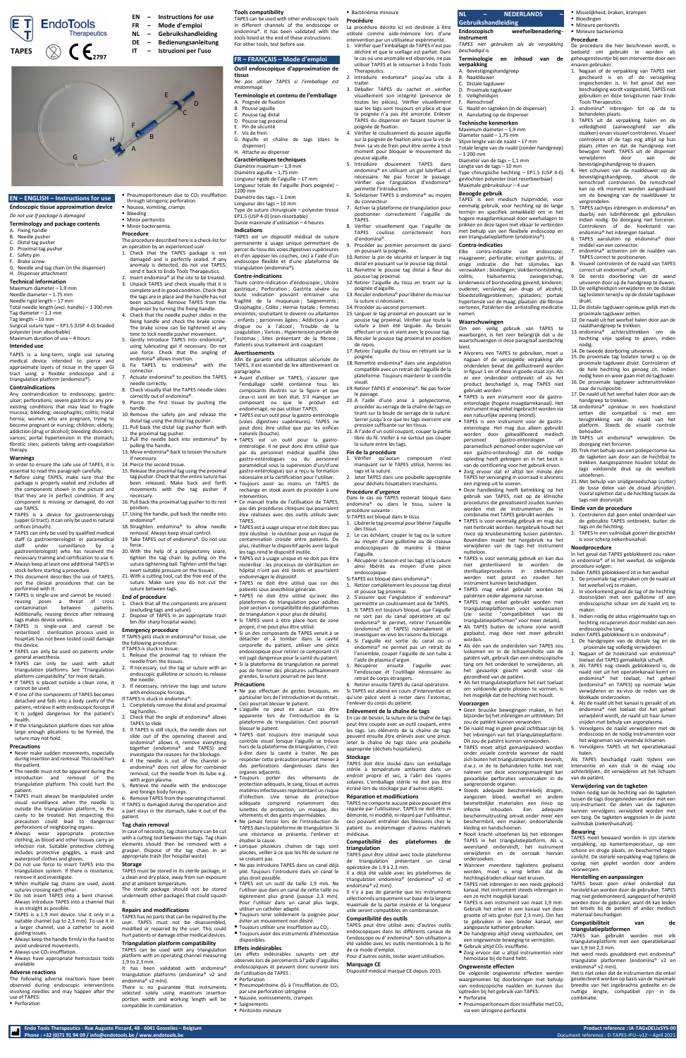# EndoTools Therapeutics

**TAPES** 2797

EN – Instructions for use
FR – Mode d'emploi
NL – Gebruikshandleiding
DE – Bedienungsanleitung
IT – Istruzioni per l'uso

## EN – ENGLISH – Instructions for use

### Endoscopic tissue approximation device

*Do not use if package is damaged*

### Terminology and package contents

A. Fixing handle
B. Needle pusher
C. Distal tag pusher
D. Proximal tag pusher
E. Safety pin
F. Brake screw
G. Needle and tag chain (in the dispenser)
H. Dispenser attachment

### Technical information

Maximum diameter – 1.9 mm
Needle diameter – 1.75 mm
Needle rigid length – 17 mm
Total length (excl. handle) – 1 200 mm
Tag diameter – 1.1 mm
Tag length – 10 mm
Surgical suture type – EP1.5 (USP 4-0) braided polyester (non absorbable)
Maximum duration of use – 4 hours

### Intended use

TAPES is a long-term, single use suturing medical device intended to pierce and approximate layers of tissue in the upper GI tract using a flexible endoscope and a triangulation platform (endomina®).

### Contraindications

Any contraindication to endoscopy; gastric ulcer; perforations; severe gastritis or any pre-existing conditions that may lead to fragile mucosa; bleeding; oesophagitis; colitis; hiatal hernia; women who are pregnant, trying to become pregnant or nursing; children; elderly; addiction (drug or alcohol); bleeding disorders; varices; portal hypertension in the stomach; fibrotic sites; patients taking anti-coagulation therapy

### Warnings

In order to ensure the safe use of TAPES, it is essential to read this paragraph carefully.

- Before using TAPES, make sure that the package is properly sealed and includes all the components shown in the picture and that they are in perfect condition. If any component is missing or damaged, do not use TAPES.
- TAPES is a device for gastroenterology (upper GI tract). It can only be used in natural orifices (mouth).
- TAPES can only be used by qualified medical staff (a gastroenterologist) or paramedical staff under surveillance by a gastroenterologist) who has received the necessary training and certification to use it.
- Always keep at least one additional TAPES in stock before starting a procedure.
- This document describes the use of TAPES, not the clinical procedures that can be performed with it.
- TAPES is single-use and cannot be reused: reusing poses a threat of cross contamination between patients. Additionally, reusing device after releasing tags makes device useless.
- TAPES is single-use and cannot be resterilized: sterilization process used in hospitals has not been tested could damage the device.
- TAPES can only be used on patients under general anaesthesia.
- TAPES can only be used with adult triangulation platforms. See "Triangulation platform compatibility" for more details.
- If TAPES is placed outside a clean zone, it cannot be used.
- If one of the components of TAPES becomes detached and falls into a body cavity of the patient, retrieve it with endoscopic forceps if it is judged dangerous for the patient's health.
- If the triangulation platform does not allow large enough plications to be formed, the suture may not hold.

### Precautions

- Never make sudden movements, especially during insertion and removal. This could hurt the patient.
- The needle must not be apparent during the introduction and removal of the triangulation platform. This could hurt the patient.
- TAPES must always be manipulated under visual surveillance when the needle is outside the triangulation platform, in the cavity to be treated. Not respecting this precaution could lead to dangerous perforations of neighboring organs.
- Always wear appropriate protective clothing, as blood and other tissues carry an infection risk. Suitable protective clothing includes protective goggles, a mask and waterproof clothes and gloves.
- Do not use force to insert TAPES into the triangulation system. If there is resistance, remove it and investigate.
- When multiple tag chains are used, avoid sutures crossing each other.
- Do not insert TAPES into a bent channel. Always introduce TAPES into a channel that is as straight as possible.
- TAPES is a 1,9 mm device. Use it only in a suitable channel (up to 2,3 mm). To use it in a larger channel, use a catheter to avoid guiding issues.
- Always keep the handle firmly in the hand to avoid undesired movements.
- Always use $CO_2$ insufflation.
- Always have appropriate hemostasis tools available.

### Adverse reactions

The following adverse reactions have been observed during endoscopic interventions involving needles and may happen after the use of TAPES:

- Perforation
- Pneumoperitoneum due to $CO_2$ insufflation through iatrogenic perforation
- Nausea, vomiting, cramps
- Bleeding
- Minor peritonitis
- Minor bacteraemia

### Procedure

The procedure described here is a check-list for an operation by an experienced user.

1. Check that the TAPES package is not damaged and is perfectly sealed. If any anomaly is detected, do not use TAPES; send it back to Endo Tools Therapeutics.
2. Insert endomina® at the site to be treated.
3. Unpack TAPES and check visually that it is complete and in good condition. Check that the tags are in place and the handle has not been actuated. Remove TAPES from the dispenser by turning the fixing handle.
4. Check that the needle pusher slides in the fixing handle and check the brake screw. The brake screw can be tightened at any time to lock needle pusher movement.
5. Gently introduce TAPES into endomina®, using lubricating gel if necessary. Do not use force. Check that the angling of endomina® allows insertion.
6. Fix TAPES to endomina® with the connector.
7. Actuate endomina® to position the TAPES needle correctly.
8. Check visually that the TAPES needle slides correctly out of endomina®.
9. Pierce the first tissue by pushing the handle.
10. Remove the safety pin and release the distal tag using the distal tag pusher.
11. Pull back the distal tag pusher flush with the proximal tag pusher.
12. Pull the needle back into endomina® by pulling the handle.
13. Move endomina® back to loosen the suture if necessary.
14. Pierce the second tissue.
15. Release the proximal tag using the proximal tag pusher. Check that the entire suture has been released. Make back and forth movements with the tag pusher if necessary.
16. Pull back the proximal tag pusher to its rest position.
17. Using the handle, pull back the needle into endomina®.
18. Straighten endomina® to allow needle removal. Always keep visual control.
19. Take TAPES out of endomina®. Do not use force.
20. With the help of a polypectomy snare, tighten the tag chain by pulling on the suture tightening ball. Tighten until the tags exert suitable pressure on the tissues.
21. With a cutting tool, cut the free end of the suture. Make sure you do not cut the suture between tags.

### End of procedure

1. Check that all the components are present (excluding tags and suture).
2. Dispose of TAPES in an appropriate trash bin (for sharp hospital waste).

### Emergency procedure

If TAPES gets stuck in endomina® or tissue, use the following procedure:

If TAPES is stuck in tissue:

1. Release the proximal tag to release the needle from the tissues.
2. If necessary, cut the tag or suture with an endoscopic guillotine or scissors to release the needle.
3. If necessary, retrieve the tags and suture with endoscopic forceps.

If TAPES is stuck in endomina®:

1. Completely remove the distal and proximal tag handles.
2. Check that the angle of endomina® allows TAPES to slide.
3. If TAPES is still stuck, the needle does not slide out of the operating channel and endomina® allows it, remove everything together (endomina® and TAPES) and investigate the reasons for the blockage.
4. If the needle is out of the channel or endomina® does not allow for combined removal, cut the needle from its tube e.g. with argon plasma.
5. Retrieve the needle with the endoscope and foreign body forceps.
6. Remove TAPES from the operating channel.

If TAPES is damaged during the operation and a part stays in the stomach, take it out of the patient.

### Tag chain removal

In case of necessity, tag chain suture can be cut with a cutting tool between the tags. Tag chain elements should then be removed with a grasper. Dispose of the tag chain in an appropriate trash (for hospital waste)

### Storage

TAPES must be stored in its sterile package, in a clean and dry place, away from sun exposure and at ambient temperature.
The sterile package should not be stored underneath other packages that could squash it.

### Repairs and modifications

TAPES has no parts that can be repaired by the user. TAPES must not be disassembled, modified or repaired by the user. This could hurt patients or damage other medical devices.

### Triangulation platform compatibility

TAPES can be used with any triangulation platform with an operating channel measuring 1,9 to 2,3 mm.
It has been validated with endomina® triangulation platforms (endomina® v2 and endomina® v2 mini).
There is no guarantee that instruments selected solely using maximum insertion portion width and working length will be compatible in combination.

### Tools compatibility

TAPES can be used with other endoscopic tools in different channels of the endoscope or endomina®. It has been validated with the tools listed at the end of these instructions. For other tools, test before use.

## FR – FRANÇAIS – Mode d'emploi

### Outil endoscopique d'approximation de tissus

*Ne pas utiliser TAPES si l'emballage est endommagé.*

### Terminologie et contenu de l'emballage

A. Poignée de fixation
B. Pousse aiguille
C. Pousse tag distal
D. Pousse tag proximal
E. Pin de sécurité
F. Vis de frein
G. Aiguille et chaîne de tags (dans le dispenser)
H. Attache au dispenser

### Caractéristiques techniques

Diamètre maximum – 1,9 mm
Diamètre aiguille – 1,75 mm
Longueur rigide de l'aiguille – 17 mm
Longueur totale de l'aiguille (hors poignée) – 1200 mm
Diamètre des tags – 1.1mm
Longueur des tags – 10 mm
Type de suture chirurgicale – polyester tressé EP1.5 (USP 4-0) (non résorbable)
Durée maximale d'utilisation – 4 heures

### Indications

TAPES est un dispositif médical de suture permanente à usage unique permettant de percer du tissu des voies digestives supérieures et d'en apposer les couches, ceci à l'aide d'un endoscope flexible et d'une plateforme de triangulation (endomina®).

### Contre-indications

Toute contre-indication d'endoscopie ; Ulcère gastrique ; Perforation ; Gastrite sévère ou toute indication pouvant entraîner une fragilité de la muqueuse ; Saignements ; Œsophagite ; Colite ; Hernie hiatale ; Femmes enceintes, souhaitant le devenir ou allaitantes ; enfants ; personnes âgées ; Addiction à une drogue ou à l'alcool ; Trouble de la coagulation ; Varices ; Hypertension portale de l'estomac ; Sites présentant de la fibrose ; Patients sous traitement anti-coagulant

### Avertissements

Afin de garantir une utilisation sécurisée de TAPES, il est essentiel de lire attentivement ce paragraphe.

- Avant d'utiliser un TAPES, s'assurer que l'emballage scellé contienne tous les composants illustrés sur la figure et que ceux-ci sont en bon état. S'il manque un composant ou que le produit est endommagé, ne pas utiliser TAPES.
- TAPES est un outil pour la gastro-entérologie (voies digestives supérieures). TAPES ne peut donc être utilisé que par les orifices naturels (bouche).
- TAPES est un outil pour la gastro-entérologie. Il ne peut donc être utilisé que par du personnel médical qualifié (des gastro-entérologues ou du personnel paramédical sous la supervision d'un/d'une gastro-entérologue) qui a reçu la formation nécessaire et la certification pour l'utiliser.
- Toujours avoir au moins un TAPES de rechange en stock avant de procéder à une intervention.
- Ce manuel traite de l'utilisation de TAPES, pas des procédures cliniques qui pourraient être réalisées avec des outils utilisés avec TAPES.
- TAPES est à usage unique et ne doit donc pas être réutilisé : le réutiliser pose un risque de contamination croisée entre patients. De plus, réutiliser le dispositif après avoir largué les tags rend le dispositif inutile.
- TAPES est à usage unique et ne doit pas être restérilisé : les processus de stérilisation en hôpital n'ont pas été testés et pourraient endommager le dispositif.
- TAPES ne doit être utilisé que sur des patients sous anesthésie générale.
- TAPES ne doit être utilisé qu'avec des plateformes de triangulation pour adultes (voir section « compatibilité des plateformes de triangulation » pour plus de détails).
- Si TAPES vient à être placé hors de zone propre, il ne peut plus être utilisé.
- Si un des composants de TAPES venait à se détacher et à tomber dans la cavité corporelle du patient, utiliser une pince endoscopique pour retirer ce composant s'il est jugé dangereux pour la santé du patient.
- Si la plateforme de triangulation ne permet pas de former des plicatures suffisamment grandes, la suture pourrait ne pas tenir.

### Précautions

- Ne pas effectuer de gestes brusques, en particulier lors de l'introduction et du retrait. Ceci pourrait blesser le patient.
- L'aiguille ne peut en aucun cas être apparente lors de l'introduction de la plateforme de triangulation. Ceci pourrait blesser le patient.
- TAPES doit toujours être manipulé sous contrôle visuel lorsque l'aiguille se trouve hors de la plateforme de triangulation, c'est-à-dire dans la cavité à traiter. Ne pas respecter cette précaution pourrait mener à des perforations dangereuses dans des organes adjacents.
- Toujours porter des vêtements de protection adéquats, le sang, tissus et autres matières infectieuses représentant un risque d'infection. Une tenue de protection adéquate comprend notamment des lunettes de protection, un masque, des vêtements et des gants imperméables.
- Ne jamais forcer lors de l'introduction de TAPES dans la plateforme de triangulation. Si une résistance se présente, l'enlever et étudier la cause.
- Lorsque plusieurs chaînes de tags sont placées, veiller à ce que les fils de suture ne se croisent pas.
- Ne pas introduire TAPES dans un canal déjà plié. Toujours l'introduire dans un canal le plus droit possible.
- TAPES est un outil de taille 1,9 mm. Ne l'utiliser que dans un canal de cette taille ou légèrement plus grand (jusqu'à 2,3 mm). Pour l'utiliser dans un canal plus large, utiliser un cathéter adapté.
- Toujours tenir solidement la poignée pour éviter un mouvement non désiré.
- Toujours utiliser une insufflation au $CO_2$.
- Toujours avoir des instruments d'hémostase disponibles.

### Effets indésirables

Les effets indésirables suivants ont été observés lors de percements à l'aide d'aiguilles endoscopiques et peuvent donc survenir lors de l'utilisation de TAPES :

- Perforation
- Pneumopéritoine dû à l'insufflation de $CO_2$ par une perforation iatrogène
- Nausée, vomissements, crampes
- Saignements
- Péritonite mineure
- Bactériémie mineure

### Procédure

La procédure décrite ici est destinée à être utilisée comme aide-mémoire lors d'une intervention par un utilisateur expérimenté.

1. Vérifier que l'emballage de TAPES n'est pas déchiré et que le scellage est parfait. Dans le cas où une anomalie est observée, ne pas utiliser TAPES et le retourner à Endo Tools Therapeutics.
2. Introduire endomina® jusqu'au site à traiter.
3. Déballer TAPES du sachet et vérifier visuellement son intégrité (présence de toutes les pièces). Vérifier visuellement que les tags sont toujours en place et que la poignée n'a pas été amorcée. Enlever TAPES du dispenser en faisant tourner la poignée de fixation.
4. Vérifier le coulissement du pousse aiguille sur la poignée de fixation ainsi que la vis de frein. La vis de frein peut être serrée à tout moment pour bloquer le mouvement du pousse aiguille.
5. Introduire doucement TAPES dans endomina® en utilisant un gel lubrifiant si nécessaire. Ne pas forcer le passage. Vérifier que l'angulation d'endomina® permette l'introduction.
6. Solidariser TAPES à endomina® au moyen du connecteur.
7. Activer la plateforme de triangulation pour positionner correctement l'aiguille de TAPES.
8. Vérifier visuellement que l'aiguille de TAPES coulisse correctement hors d'endomina®.
9. Procéder au premier percement de paroi en poussant la poignée.
10. Retirer la pin de sécurité et larguer le tag distal en poussant sur le pousse tag distal.
11. Remettre le pousse tag distal à fleur du pousse tag proximal.
12. Retirer l'aiguille du tissu en tirant sur la poignée d'aiguille.
13. Reculer endomina® pour libérer du mou sur la suture si nécessaire.
14. Procéder au second percement.
15. Larguer le tag proximal en poussant sur le pousse tag proximal. Vérifier que toute la suture a bien été larguée. Au besoin effectuer un va et vient avec le pousse tag.
16. Reculer le pousse tag proximal en position de repos.
17. Retirer l'aiguille du tissu en retirant sur la poignée.
18. Remettre endomina® dans une angulation compatible avec un retrait de l'aiguille de la plateforme. Toujours maintenir le contrôle visuel.
19. Retirer TAPES d'endomina®. Ne pas forcer le passage.
20. A l'aide d'une anse à polypectomie, procéder au serrage de la chaîne de tags en tirant sur la boule de serrage de la suture. Serrer jusqu'à ce que les tags exercent une pression suffisante sur les tissus.
21. A l'aide d'un outil coupant, couper la partie libre du fil. Veiller à ne surtout pas couper la suture entre les tags.

### Fin de procédure

1. Vérifier qu'aucun composant n'est manquant sur le TAPES utilisé, hormis les tags et la suture.
2. Jeter TAPES dans une poubelle appropriée pour déchets hospitaliers tranchants.

### Procédure d'urgence

Dans le cas où TAPES resterait bloqué dans endomina® ou dans le tissu, suivre la procédure suivante :

Si TAPES est bloqué dans le tissu

1. Libérer le tag proximal pour libérer l'aiguille des tissus.
2. Le cas échéant, couper le tag ou la suture au moyen d'une guillotine ou de ciseaux endoscopiques de manière à libérer l'aiguille.
3. Récupérer si besoin est les tags et la suture ainsi libérés au moyen d'une pince endoscopique.

Si TAPES est bloqué dans endomina® :

1. Retirer complètement le pousse tag distal et pousse tag proximal.
2. S'assurer que l'angulation d'endomina® permettre un coulissement aisé de TAPES.
3. Si TAPES est toujours bloqué, que l'aiguille ne sort pas du canal opératoire et qu'endomina® le permet, retirer l'ensemble (endomina® et TAPES) normalement et investiguer ex-vivo les raisons du blocage.
4. Si l'aiguille est sortie du canal ou si endomina® ne permet pas un retrait de l'ensemble, couper l'aiguille de son tube à l'aide de plasma d'argon.
5. Récupérer ensuite l'aiguille avec l'endoscope et l'outillage nécessaire au retrait de corps étrangers.
6. Retirer ensuite TAPES du canal opératoire.

Si TAPES est abîmé en cours d'intervention et qu'une pièce vient à rester dans l'estomac, l'enlever du corps du patient.

### Enlèvement de la chaîne de tags

En cas de besoin, la suture de la chaîne de tags peut être coupée avec un outil coupant, entre les tags. Les éléments de la chaîne de tags peuvent ensuite être enlevés avec une pince. Jeter la chaîne de tags dans une poubelle appropriée (déchets hospitaliers).

### Stockage

TAPES doit être stocké dans son emballage stérile à température ambiante dans un endroit propre et sec, à l'abri des rayons solaires. L'emballage stérile ne doit pas être écrasé lors du stockage par d'autres objets.

### Réparation et modifications

TAPES ne comporte aucune pièce pouvant être réparée par l'utilisateur. TAPES ne doit être ni démonté, ni modifié, ni réparé par l'utilisateur, ceci pouvant entraîner des blessures chez le patient ou endommager d'autres matériels médicaux.

### Compatibilité des plateformes de triangulation

TAPES peut être utilisé avec toute plateforme de triangulation présentant un canal opératoire de 1,9 à 2,3 mm.
Il a déjà été validé avec les plateformes de triangulation endomina® (endomina® v2 et endomina® v2 mini).
Il n'y a pas de garantie que les instruments sélectionnés uniquement sur base de la largeur maximale de la partie insérée et la longueur utile seront compatibles en combinaison.

### Compatibilité des outils

TAPES peut être utilisé avec d'autres outils endoscopiques dans les différents canaux de l'endoscope ou d'endomina®. Son utilisation a été validée avec les outils mentionnés à la fin de ce mode d'emploi.
Pour d'autres outils, tester avant utilisation.

### Marquage CE

Dispositif médical marqué CE depuis 2015.

## NL – NEDERLANDS – Gebruikshandleiding

### Endoscopisch weefselbenaderings-instrument

*TAPES niet gebruiken als de verpakking beschadigd is.*

### Terminologie en inhoud van de verpakking

A. Bevestigingshandgreep
B. Naalddduwer
C. Distale tagduwer
D. Proximale tagduwer
E. Veiligheidspin
F. Remschroef
G. Naald en tagketen (in de dispenser)
H. Aansluiting op de dispenser

### Technische kenmerken

Maximum diameter – 1,9 mm
Diameter naald – 1,75 mm
Stijve lengte van de naald – 17 mm
Totale lengte van de naald (zonder handgreep) – 1200 mm
Diameter van de tags – 1,1 mm
Lengte van de tags – 10 mm
Type chirurgische hechting – EP1.5 (USP 4-0) gevlochten polyester (niet resorbeerbaar)
Maximale gebruiksduur – 4 uur

### Beoogde gebruik

TAPES is een medisch hulpmiddel, voor eenmalig gebruik, voor hechting op de lange termijn en specifiek ontwikkeld om in het hogere maagdarmkanaal door weefsellagen te prikken en deze lagen met elkaar te verbinden met behulp van een flexibele endoscoop en een triangulatieplatform (endomina®).

### Contra-indicaties

Elke contra-indicatie van endoscopie; maagzweer; perforatie; ernstige gastritis; of enige indicatie die het slijmvlies kan verzwakken ; bloedingen; slokdarmontsteking; colitis; hiatushernia; zwangerschap, kinderwens of borstvoeding gevend; kinderen; ouderen; verslaving aan drugs of alcohol; bloedstollingsproblemen; spataders; portale hypertensie van de maag; plaatsen die fibrose vertonen; Patiënten die antistolling medicatie nemen

### Waarschuwingen

Om een veilig gebruik van TAPES te waarborgen, is het zeer belangrijk dat u de waarschuwingen in deze paragraaf aandachtig leest.

- Alvorens een TAPES te gebruiken, moet u nagaan of de verzegelde verpakking alle onderdelen bevat die geïllustreerd werden in figuur 1 en of deze in goede staat zijn. Als er een onderdeel ontbreekt of als het product beschadigd is, mag TAPES niet gebruikt worden.
- TAPES is een instrument voor de gastro-enterologie (hogere maagdarmkanaal). Het instrument mag enkel ingebracht worden via een natuurlijke opening (mond).
- TAPES is een instrument voor de gastro-enterologie. Het mag dus alleen gebruikt worden door gekwalificeerd medisch personeel (gastro-enterologen of paramedisch personeel onder supervisie van een gastro-enteroloog) dat de nodige opleiding heeft gekregen en in het bezit is van de certificering voor het gebruik ervan.
- Zorg ervoor dat er altijd ten minste één TAPES ter vervanging in voorraad is alvorens een ingreep uit te voeren.
- Deze handleiding heeft betrekking op het gebruik van TAPES, niet op de klinische procedures die gerealiseerd zouden kunnen worden met de instrumenten die in combinatie met TAPES gebruikt worden.
- TAPES is voor eenmalig gebruik en mag dus niet herbruikt worden: hergebruik houdt het risico op kruisbesmetting tussen patiënten. Bovendien maakt het hergebruik na het verwijderen van de tags het instrument nutteloos.
- TAPES is voor eenmalig gebruik en mag dus niet gesteriliseerd te worden: de sterilisatieprocedures in ziekenhuizen werden niet getest en zouden het instrument kunnen beschadigen.
- TAPES mag enkel gebruikt worden bij patiënten onder algemene narcose.
- TAPES mag enkel gebruikt worden met triangulatieplatformen voor volwassenen (zie sectie "compatibiliteit van de triangulatieplatformen" voor meer details).
- Als TAPES buiten de schone zone wordt geplaatst, mag deze niet meer gebruikt worden.
- Als één van de onderdelen van TAPES zou loskomen en in de lichaamsholte van de patiënt valt, gebruik dan een endoscopische tang om het onderdeel te verwijderen, als het gevaarlijk geacht wordt voor de gezondheid van de patiënt.
- Als het triangulatieplatform het niet toelaat om voldoende grote plooien te vormen, is het mogelijk dat de hechting niet houdt.

### Voorzorgen

- Geen bruuske bewegingen maken, in het bijzonder bij het inbrengen en uittrekken. Dit zou de patiënt kunnen verwonden.
- De naald mag in geen geval zichtbaar zijn bij het inbrengen van het triangulatieplatform. Dit zou de patiënt kunnen verwonden.
- TAPES moet altijd gemanipuleerd worden onder visuele controle wanneer de naald zich buiten het triangulatieplatform bevindt, d.w.z. in de te behandelen holte. Het niet naleven van deze voorzorgsmaatregel kan gevaarlijke perforaties veroorzaken in de aangrenzende organen.
- Steeds adequate beschermkledij dragen, aangezien bloed, weefsel en andere besmettelijke materialen een risico op infectie inhouden. Een adequate beschermuitrusting omvat onder meer een beschermbril, een masker, ondoorlatende kleding en handschoenen.
- Nooit kracht uitoefenen bij het inbrengen TAPES in het triangulatieplatform. Als u weerstand ondervindt, het instrument verwijderen en de oorzaak hiervan onderzoeken.
- Wanneer meerdere tagketens geplaatst worden, moet u erop letten dat de hechtingsdraden elkaar niet kruisen.
- TAPES niet inbrengen in een reeds geplooid kanaal. Het instrument steeds inbrengen in een zo recht mogelijk kanaal.
- TAPES is een instrument van maat 1,9 mm. Gebruik het enkel in een kanaal van deze grootte of iets groter (tot 2,3 mm). Om het te gebruiken in een breder kanaal, een aangepaste katheter gebruiken.
- De handgreep altijd stevig vasthouden, om een ongewenste beweging te vermijden.
- Gebruik altijd $CO_2$ insufflatie.
- Zorg ervoor dat u altijd instrumenten voor hemostase bij de hand hebt.

### Ongewenste effecten

De volgende ongewenste effecten werden waargenomen bij doorboringen met behulp van endoscopische naalden en kunnen dus optreden bij het gebruik van TAPES:

- Perforatie
- Pneumoperitoneum door insufflatie met $CO_2$ via een iatrogene perforatie
- Misselijkheid, braken, krampen
- Bloedingen
- Mineure peritonitis
- Mineure bacteriëmie

### Procedure

De procedure die hier beschreven wordt, is bedoeld om gebruikt te worden als geheugensteuntje bij een interventie door een ervaren gebruiker.

1. Nagaan of de verpakking van TAPES niet gescheurd is en of de verzegeling perfect is. In het geval dat een beschadiging wordt vastgesteld, TAPES niet gebruiken en deze terugsturen naar Endo Tools Therapeutics.
2. endomina® inbrengen tot op de te behandelen plaats.
3. TAPES uit de verpakking halen en de volledigheid (aanwezigheid van alle stukken) ervan visueel controleren. Visueel controleren of de tags nog altijd op hun plaats zitten en dat de handgreep niet bewogen heeft. TAPES uit de dispenser verwijderen door aan de bevestigingshandgreep te draaien.
4. Het schuiven van de naaldduwer op de bevestigingshandgreep, alsook de remschroef controleren. De remschroef kan op elk moment worden aangedraaid om de beweging van de naaldduwer te vergrendelen.
5. TAPES zachtjes inbrengen in endomina® en daarbij een lubrifiërende gel gebruiken indien nodig. De doorgang niet forceren. Controleren of de hoekstand van endomina® het inbrengen toelaat.
6. TAPES aansluiten op endomina® door middel van een connector.
7. endomina® activeren om de naalden van TAPES correct te positioneren.
8. Visueel controleren of de naald van TAPES correct uit endomina® schuift.
9. De eerste doorboring van de wand uitvoeren door op de handgreep te duwen.
10. De veiligheidspin verwijderen en de distale tag loslaten terwijl u op de distale tagduwer drukt.
11. De distale tagduwer opnieuw gelijk met de proximale tagduwer zetten.
12. De naald uit het weefsel halen door aan de naaldhandgreep te trekken.
13. endomina® achteruittrekken om de hechting vrije speling te geven, indien nodig.
14. De tweede doorboring uitvoeren.
15. De proximale tag loslaten terwijl u op de proximale tagduwer drukt. Controleren of de hele hechting los genoeg zit. Indien nodig heen en weer gaan met de tagduwer.
16. De proximale tagduwer achteruittrekken naar de rustpositie.
17. De naald uit het weefsel halen door aan de handgreep te trekken.
18. endomina® opnieuw in een hoekstand zetten die compatibel is met een terugtrekking van de naald van het platform. Steeds de visuele controle behouden.
19. TAPES uit endomina® verwijderen. De doorgang niet forceren.
20. Trek met behulp van een poliepectomie-lus de tagketen aan door aan de hechtbal te trekken. Aangespannen houden totdat de tags voldoende druk op de weefsels uitoefenen.
21. Met behulp van snijdgereedschap (cutter) de losse delen van de draad afsnijden. Vooral opletten dat u de hechting tussen de tags niet doorsnijdt.

### Einde van de procedure

1. Controleren dat geen enkel onderdeel van de gebruikte TAPES ontbreekt, buiten de tags en de hechting.
2. TAPES in een vuilnisbak gooien die geschikt is voor scherp ziekenhuisafval.

### Noodprocedure

In het geval dat TAPES geblokkeerd zou raken in endomina® of in het weefsel, de volgende procedure volgen:

Indien TAPES geblokkeerd zit in het weefsel

1. De proximale tag vrijmaken om de naald uit het weefsel vrij te maken.
2. In voorkomend geval de tag of de hechting doorsnijden met een guillotine of een endoscopische schaar om de naald vrij te maken.
3. Indien nodig de aldus vrijgemaakte tags en hechting recupereren door middel van een endoscopische tang.

Indien TAPES geblokkeerd is in endomina® :

1. De handgrepen van de distale tag en de proximale tag volledig verwijderen.
2. Nagaan of de hoekstand van endomina® toelaat dat TAPES gemakkelijk schuift.
3. Als TAPES nog steeds geblokkeerd is, de naald niet uit het operatiekanaal komt en endomina® het toelaat, het geheel (endomina® en TAPES) op normale wijze verwijderen en ex-vivo de reden van de blokkade onderzoeken.
4. Als de naald uit het kanaal is geraakt of als endomina® niet toelaat dat het geheel verwijderd wordt, de naald uit haar lumen snijden met behulp van argonplasma.
5. Vervolgens de naald verwijderen met de endoscoop en de nodig instrumenten voor het wegnemen van vreemde lichamen.
6. Vervolgens TAPES uit het operatiekanaal halen.

Als TAPES beschadigd raakt tijdens een interventie en een stuk in de maag zou achterblijven, dit verwijderen uit het lichaam van de patiënt.

### Verwijdering van de tagketen

Indien nodig kan de hechting van de tagketen tussen de tags doorgesneden worden met een snij-instrument. De delen van de tagketen kunnen vervolgens verwijderd worden met een tang. De tagketen weggooien in de juiste vuilnisbak (ziekenhuisafval).

### Bewaring

TAPES moet bewaard worden in zijn steriele verpakking, op kamertemperatuur, op een schone en droge plaats, en beschermd tegen zonlicht. De steriele verpakking mag tijdens de opslag niet geplet worden door andere voorwerpen.

### Herstelling en aanpassingen

TAPES bevat geen enkel onderdeel dat hersteld kan worden door de gebruiker. TAPES mag niet gedemonteerd, aangepast of hersteld worden door de gebruiker, want dit kan leiden tot letsels bij de patiënt of ander medisch materiaal beschadigen.

### Compatibiliteit van de triangulatieplatformen

TAPES kan gebruikt worden met elk triangulatieplatform met een operatiekanaal van 1,9 tot 2,3 mm.
Het werd reeds gevalideerd met endomina® triangulatie platformen (endomina® v2 en endomina® v2 mini).
Het is niet zeker dat de instrumenten die zijn geselecteerd worden op basis van de maximale breedte van het ingebrachte gedeelte en de nuttige lengte, compatibel zijn in de combinatie.

**Endo Tools Therapeutics** - Rue Auguste Piccard, 48 - 6041 Gosselies – Belgium
Phone : +32 (0)71 91 94 09 / info@endotools.be / www.endotools.be

Product reference : IA-TAGxDELxSYS-00
Document reference : D-TAPES-IFU--v12 – April 2021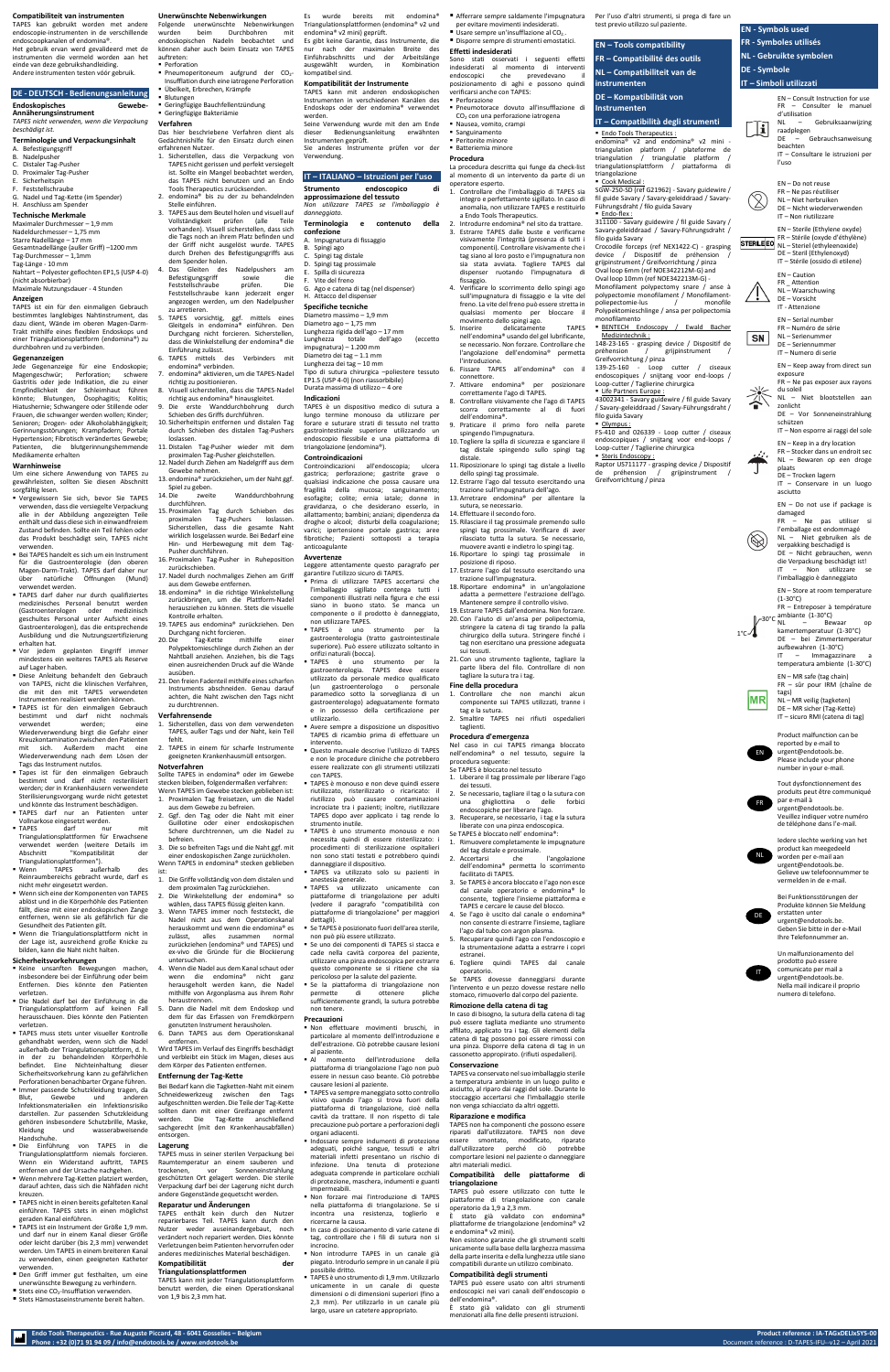## Compatibiliteit van instrumenten

TAPES kan gebruikt worden met andere endoscopie-instrumenten in de verschillende endoscopkanalen of endomina®.

Het gebruik ervan werd gevalideerd met de instrumenten die vermeld worden aan het einde van deze gebruikshandleiding.

Andere instrumenten testen voor gebruik.

## DE - DEUTSCH - Bedienungsanleitung

### Endoskopisches Gewebe-Annäherungsinstrument

*TAPES nicht verwenden, wenn die Verpackung beschädigt ist.*

### Terminologie und Verpackungsinhalt

A. Befestigungsgriff
B. Nadelpusher
C. Distaler Tag-Pusher
D. Proximaler Tag-Pusher
E. Sicherheitspin
F. Feststellschraube
G. Nadel und Tag-Kette (im Spender)
H. Anschluss am Spender

### Technische Merkmale

Maximaler Durchmesser – 1,9 mm
Nadeldurchmesser – 1,75 mm
Starre Nadellänge – 17 mm
Gesamtnadellänge (außer Griff) ~1200 mm
Tag-Durchmesser – 1,1mm
Tag-Länge – 10 mm
Nahtart – Polyester geflochten EP1,5 (USP 4-0) (nicht absorbierbar)
Maximale Nutzungsdauer - 4 Stunden

### Anzeigen

TAPES ist ein für den einmaligen Gebrauch bestimmtes langlebiges Nahtinstrument, das dazu dient, Wände im oberen Magen-Darm-Trakt mithilfe eines flexiblen Endoskops und einer Triangulationsplattform (endomina®) zu durchbohren und zu verbinden.

### Gegenanzeigen

Jede Gegenanzeige für eine Endoskopie; Magengeschwür; Perforation; schwere Gastritis oder jede Indikation, die zu einer Empfindlichkeit der Schleimhaut führen könnte; Blutungen, Ösophagitis; Kolitis; Blutarmut; Schwangere oder Stillende oder Frauen, die schwanger werden wollen; Kinder; Senioren; Drogen- oder Alkoholabhängigkeit; Gerinnungsstörungen; Krampfadern; Portale Hypertension; Fibrotisch veränderte Gewebe; Patienten, die blutgerinnungshemmende Medikamente erhalten

### Warnhinweise

Um eine sichere Anwendung von TAPES zu gewährleisten, sollten Sie diesen Abschnitt sorgfältig lesen.

- Vergewissern Sie sich, bevor Sie TAPES verwenden, dass die versiegelte Verpackung alle in der Abbildung angezeigten Teile enthält und dass diese sich in einwandfreiem Zustand befinden. Sollte ein Teil fehlen oder das Produkt beschädigt sein, TAPES nicht verwenden.
- Bei TAPES handelt es sich um ein Instrument für die Gastroenterologie (den oberen Magen-Darm-Trakt). TAPES darf daher nur über natürliche Öffnungen (Mund) verwendet werden.
- TAPES darf daher nur durch qualifiziertes medizinisches Personal benutzt werden (Gastroenterologen oder medizinisch geschultes Personal unter Aufsicht eines Gastroenterologen), das die entsprechende Ausbildung und die Nutzungszertifizierung erhalten hat.
- Vor jedem geplanten Eingriff immer mindestens ein weiteres TAPES als Reserve auf Lager haben.
- Diese Anleitung behandelt den Gebrauch von TAPES, nicht die klinischen Verfahren, die mit den mit TAPES verwendeten Instrumenten realisiert werden können.
- TAPES ist für den einmaligen Gebrauch bestimmt und darf nicht nochmals verwendet werden; eine Wiederverwendung birgt die Gefahr einer Kreuzkontamination zwischen den Patienten mit sich. Außerdem macht eine Wiederverwendung nach dem Lösen der Tags das Instrument nutzlos.
- Tapes ist für den einmaligen Gebrauch bestimmt und darf nicht resterilisiert werden; der in Krankenhäusern verwendete Sterilisierungsvorgang würde nicht getestet und könnte das Instrument beschädigen.
- TAPES darf nur an Patienten unter Vollnarkose eingesetzt werden.
- TAPES darf nur mit Triangulationsplattformen für Erwachsene verwendet werden (weitere Details im Abschnitt "Kompatibilität der Triangulationsplattformen").
- Wenn TAPES außerhalb des Reinraumbereichs gebracht wurde, darf es nicht mehr eingesetzt werden.
- Wenn sich eine der Komponenten von TAPES ablöst und in die Körperhöhle des Patienten fällt, diese mit einer endoskopischen Zange entfernen, wenn sie als gefährlich für die Gesundheit des Patienten gilt.
- Wenn die Triangulationsplattform nicht in der Lage ist, ausreichend große Knicke zu bilden, kann die Naht nicht halten.

### Sicherheitsvorkehrungen

- Keine unsanften Bewegungen machen, insbesondere bei der Einführung oder beim Entfernen. Dies könnte den Patienten verletzen.
- Die Nadel darf bei der Einführung in die Triangulationsplattform auf keinen Fall herausschauen. Dies könnte den Patienten verletzen.
- TAPES muss stets unter visueller Kontrolle gehandhabt werden, wenn sich die Nadel außerhalb der Triangulationsplattform, d. h. in der zu behandelnden Körperhöhle befindet. Eine Nichteinhaltung dieser Sicherheitsvorkehrung kann zu gefährlichen Perforationen benachbarter Organe führen.
- Immer passende Schutzkleidung tragen, da Blut, Gewebe und andere Infektionsmaterialien ein Infektionsrisiko darstellen. Zur passenden Schutzkleidung gehören insbesondere Schutzbrille, Maske, Kleidung und wasserabweisende Handschuhe.
- Die Einführung von TAPES in die Triangulationsplattform niemals forcieren. Wenn ein Widerstand auftritt, TAPES entfernen und der Ursache nachgehen.
- Wenn mehrere Tag-Ketten platziert werden, darauf achten, dass sich die Nahtfäden nicht kreuzen.
- TAPES nicht in einen bereits gefalteten Kanal einführen. TAPES stets in einen möglichst geraden Kanal einführen.
- TAPES ist ein Instrument der Größe 1,9 mm. und darf nur in einen Kanal dieser Größe oder leicht darüber (bis 2,3 mm) verwendet werden. Um TAPES in einen breiteren Kanal zu verwenden, einen geeigneten Katheter verwenden.
- Den Griff immer gut festhalten, um eine unerwünschte Bewegung zu verhindern.
- Stets eine $CO_2$-Insufflation verwenden.
- Stets Hämostaseinstrumente bereit halten.

### Unerwünschte Nebenwirkungen

Folgende unerwünschte Nebenwirkungen wurden beim Durchbohren mit endoskopischen Nadeln beobachtet und können daher auch beim Einsatz von TAPES auftreten:

- Perforation
- Pneumoperitoneum aufgrund der $CO_2$-Insufflation durch eine iatrogene Perforation
- Übelkeit, Erbrechen, Krämpfe
- Blutungen
- Geringfügige Bauchfellentzündung
- Geringfügige Bakteriämie

### Verfahren

Das hier beschriebene Verfahren dient als Gedächtnisstütze für den Einsatz durch einen erfahrenen Nutzer.

1. Sicherstellen, dass die Verpackung von TAPES nicht gerissen und perfekt versiegelt ist. Sollte ein Mangel beobachtet werden, das TAPES nicht benutzen und an Endo Tools Therapeutics zurücksenden.
2. endomina® bis zu der zu behandelnden Stelle einführen.
3. TAPES aus dem Beutel holen und visuell auf Vollständigkeit prüfen (alle Teile vorhanden). Visuell sicherstellen, dass sich die Tags noch an ihrem Platz befinden und der Griff nicht ausgelöst wurde. TAPES durch Drehen des Befestigungsgriffs aus dem Spender holen.
4. Das Gleiten des Nadelpushers am Befestigungsgriff sowie die Feststellschraube prüfen. Die Feststellschraube kann jederzeit enger angezogen werden, um den Nadelpusher zu arretieren.
5. TAPES vorsichtig, ggf. mittels eines Gleitgels in endomina® einführen. Den Durchgang nicht forcieren. Sicherstellen, dass die Winkelstellung der endomina® die Einführung zulässt.
6. TAPES mittels des Verbinders mit endomina® verbinden.
7. endomina® aktivieren, um die TAPES-Nadel richtig zu positionieren.
8. Visuell sicherstellen, dass die TAPES-Nadel richtig aus endomina® hinausgleitet.
9. Die erste Wandordnung durch Schieben des Griffs durchführen.
10. Sicherheitspin entfernen und distalen Tag durch Schieben des distalen Tag-Pushers loslassen.
11. Distalen Tag-Pusher wieder mit dem proximalen Tag-Pusher gleichstellen.
12. Nadel durch Ziehen am Nadelgriff aus dem Gewebe nehmen.
13. endomina® zurückziehen, um der Naht ggf. Spiel zu geben.
14. Die zweite Wanddurchbohrung durchführen.
15. Proximalen Tag durch Schieben des proximalen Tag-Pushers loslassen. Sicherstellen, dass die gesamte Naht wirklich losgelassen wurde. Bei Bedarf eine Hin- und Herbewegung mit dem Tag-Pusher durchführen.
16. Proximalen Tag-Pusher in Ruheposition zurückschieben.
17. Nadel durch nochmaliges Ziehen am Griff aus dem Gewebe entfernen.
18. endomina® in die richtige Winkelstellung zurückbringen, um die Plattform-Nadel herauszuziehen zu können. Stets die visuelle Kontrolle erhalten.
19. TAPES aus endomina® zurückziehen. Den Durchgang nicht forcieren.
20. Die Tag-Kette mithilfe einer Polypektomieschlinge durch Ziehen an der Nahtball anziehen. Anziehen, bis die Tags einen ausreichenden Druck auf die Wände ausüben.
21. Den freien Fadenteil mithilfe eines scharfen Instruments abschneiden. Genau darauf achten, die Naht zwischen den Tags nicht zu durchtrennen.

### Verfahrensende

1. Sicherstellen, dass von dem verwendeten TAPES, außer Tags und der Naht, kein Teil fehlt.
2. TAPES in einem für scharfe Instrumente geeigneten Krankenhausmüll entsorgen.

### Notverfahren

Sollte TAPES in endomina® oder im Gewebe stecken bleiben, folgendermaßen verfahren:

Wenn TAPES im Gewebe stecken geblieben ist:

1. Proximalen Tag freisetzen, um die Nadel aus dem Gewebe zu befreien.
2. Ggf. den Tag oder die Naht mit einer Guillotine oder einer endoskopischen Schere durchtrennen, um die Nadel zu befreien.
3. Die so befreiten Tags und die Naht ggf. mit einer endoskopischen Zange zurückholen.

Wenn TAPES in endomina® stecken geblieben ist:

1. Die Griffe vollständig von dem distalen und dem proximalen Tag zurückziehen.
2. Die Winkelstellung der endomina® so wählen, dass TAPES flüssig gleiten kann.
3. Wenn TAPES immer noch feststeckt, die Nadel nicht aus dem Operationskanal herauskommt und wenn die endomina® es zulässt, alles zusammen normal zurückziehen (endomina® und TAPES) und ex-vivo die Gründe für die Blockierung untersuchen.
4. Wenn die Nadel aus dem Kanal schaut oder wenn die endomina® nicht ganz herausgeholt werden kann, die Nadel mithilfe von Argonplasma aus ihrem Rohr herausbrennen.
5. Dann die Nadel mit dem Endoskop und dem für das Erfassen von Fremdkörpern genutzten Instrument herausholen.
6. Dann TAPES aus dem Operationskanal entfernen.

Wird TAPES im Verlauf des Eingriffs beschädigt und verbleibt ein Stück im Magen, dieses aus dem Körper des Patienten entfernen.

### Entfernung der Tag-Kette

Bei Bedarf kann die Tagketten-Naht mit einem Schneidewerkzeug zwischen den Tags aufgeschnitten werden. Die Teile der Tag-Kette sollten dann mit einer Greifzange entfernt werden. Die Tag-Kette anschließend sachgerecht (mit den Krankenhausabfällen) entsorgen.

### Lagerung

TAPES muss in seiner sterilen Verpackung bei Raumtemperatur an einem sauberen und trockenen, vor Sonneneinstrahlung geschützten Ort gelagert werden. Die sterile Verpackung darf bei der Lagerung nicht durch andere Gegenstände gequetscht werden.

### Reparatur und Änderungen

TAPES enthält kein durch den Nutzer reparierbares Teil. TAPES kann durch den Nutzer weder auseinandergebaut, noch verändert noch repariert werden. Dies könnte Verletzungen beim Patienten hervorrufen oder andere medizinisches Material beschädigen.

### Kompatibilität der Triangulationsplattformen

TAPES kann mit jeder Triangulationsplattform benutzt werden, die einen Operationskanal von 1,9 bis 2,3 mm hat.

Es wurde bereits mit endomina® Triangulationsplattformen (endomina® v2 und endomina® v2 mini) geprüft.

Es gibt keine Garantie, dass Instrumente, die nur nach der maximalen Breite des Einführabschnitts und der Arbeitslänge ausgewählt wurden, in Kombination kompatibel sind.

### Kompatibilität der Instrumente

TAPES kann mit anderen endoskopischen Instrumenten in verschiedenen Kanälen des Endoskops oder der endomina® verwendet werden.

Seine Verwendung wurde mit den am Ende dieser Bedienungsanleitung erwähnten Instrumenten geprüft.

Sie andere Instrumente prüfen vor der Verwendung.

## IT – ITALIANO – Istruzioni per l'uso

### Strumento endoscopico di approssimazione del tessuto

*Non utilizzare TAPES se l'imballaggio è danneggiato.*

### Terminologia e contenuto della confezione

A. Impugnatura di fissaggio
B. Spingi ago
C. Spingi tag distale
D. Spingi tag prossimale
E. Spilla di sicurezza
F. Vite del freno
G. Ago e catena di tag (nel dispenser)
H. Attacco del dispenser

### Specifiche tecniche

Diametro massimo – 1,9 mm
Diametro ago – 1,75 mm
Lunghezza rigida dell'ago – 17 mm
Lunghezza totale dell'ago (eccetto impugnatura) – 1.200 mm
Diametro dei tag – 1.1 mm
Lunghezza dei tag – 10 mm
Tipo di sutura chirurgica –poliestere tessuto EP1.5 (USP 4-0) (non riassorbibile)
Durata massima di utilizzo – 4 ore

### Indicazioni

TAPES è un dispositivo medico di sutura a lungo termine monouso da utilizzare per forare e suturare strati di tessuto nel tratto gastrointestinale superiore utilizzando un endoscopio flessibile e una piattaforma di triangolazione (endomina®).

### Controindicazioni

Controindicazioni all'endoscopia; ulcera gastrica; perforazione; gastrite grave o qualsiasi indicazione che possa causare una fragilità della mucosa; sanguinamento; esofagite; colite; emia latale; donne in gravidanza, o che desiderano esserlo, in allattamento; bambini; anziani; dipendenza da droghe o alcool; disturbi della coagulazione; varici; ipertensione portale gastrica; aree fibrotiche; Pazienti sottoposti a terapia anticoagulante

### Avvertenze

Leggere attentamente questo paragrafo per garantire l'utilizzo sicuro di TAPES.

- Prima di utilizzare TAPES accertarsi che l'imballaggio sigillato contenga tutti i componenti illustrati nella figura e che essi siano in buono stato. Se manca un componente o il prodotto è danneggiato, non utilizzare TAPES.
- TAPES è uno strumento per la gastroenterologia (tratto gastrointestinale superiore). Può essere utilizzato soltanto in orifizi naturali (bocca).
- TAPES è uno strumento per la gastroenterologia. TAPES deve essere utilizzato da personale medico qualificato (un gastroenterologo o personale paramedico sotto la sorveglianza di un gastroenterologo) adeguatamente formato e in possesso della certificazione per l'utilizzo.
- Avere sempre a disposizione un dispositivo TAPES di ricambio prima di effettuare un intervento.
- Questo manuale descrive l'utilizzo di TAPES e non le procedure cliniche che potrebbero essere realizzate con gli strumenti utilizzati con TAPES.
- TAPES è monouso e non deve quindi essere riutilizzato, risterilizzato o ricaricato: il riutilizzo può causare contaminazioni incrociate tra i pazienti; inoltre, riutilizzare TAPES dopo aver applicato i tag rende lo strumento inutile.
- TAPES è uno strumento monouso e non necessita quindi di essere risterilizzato: i procedimenti di sterilizzazione ospitalieri non sono stati testati e potrebbero quindi danneggiare il dispositivo.
- TAPES va utilizzato solo su pazienti in anestesia generale.
- TAPES va utilizzato unicamente con piattaforme di triangolazione per adulti (vedere il paragrafo "compatibilità con piattaforma di triangolazione" per maggiori dettagli).
- Se TAPES è posizionato fuori dell'area sterile, non può più essere utilizzato.
- Se uno dei componenti di TAPES si stacca e cade nella cavità corporea del paziente, utilizzare una pinza endoscopica per estrarre questo componente se si ritiene che sia pericoloso per la salute del paziente.
- Se la piattaforma di triangolazione non permette di ottenere pliche sufficientemente grandi, la sutura potrebbe non tenere.

### Precauzioni

- Non effettuare movimenti bruschi, in particolare al momento dell'introduzione e dell'estrazione. Ciò potrebbe causare lesioni al paziente.
- Al momento dell'introduzione della piattaforma di triangolazione l'ago non può essere in nessun caso beante. Ciò potrebbe causare lesioni al paziente.
- TAPES va sempre maneggiato sotto controllo visivo quando l'ago si trova fuori della piattaforma di triangolazione, cioè nella cavità da trattare. Il non rispetto di tale precauzione può portare a perforazioni degli organi adiacenti.
- Indossare sempre indumenti di protezione adeguati, poiché sangue, tessuti e altri materiali infetti presentano un rischio di infezione. Una tenuta di protezione adeguata comprende in particolare occhiali di protezione, maschera, indumenti e guanti impermeabili.
- Non forzare mai l'introduzione di TAPES nella piattaforma di triangolazione. Se si incontra una resistenza, toglierlo e ricercarne la causa.
- In caso di posizionamento di varie catene di tag, controllare che i fili di sutura non si incrocino.
- Non introdurre TAPES in un canale già piegato. Introdurlo sempre in un canale il più possibile dritto.
- TAPES è uno strumento di 1,9 mm. Utilizzarlo unicamente in un canale di queste dimensioni o di dimensioni superiori (fino a 2,3 mm). Per utilizzarlo in un canale più largo, usare un catetere appropriato.
- Afferrare sempre saldamente l'impugnatura per evitare movimenti indesiderati.
- Usare sempre un'insufflazione a $CO_2$.
- Disporre sempre di strumenti emostatici.

### Effetti indesiderati

Sono stati osservati i seguenti effetti indesiderati al momento di interventi endoscopici che prevedevano il posizionamento di aghi e possono quindi verificarsi anche con TAPES:

- Perforazione
- Pneumotorace dovuto all'insufflazione di $CO_2$ con una perforazione iatrogena
- Nausea, vomito, crampi
- Sanguinamento
- Peritonite minore
- Batteriemia minore

### Procedura

La procedura descritta qui funge da check-list al momento di un intervento da parte di un operatore esperto.

1. Controllare che l'imballaggio di TAPES sia integro e perfettamente sigillato. In caso di anomalia, non utilizzare TAPES e restituirlo a Endo Tools Therapeutics.
2. Introdurre endomina® nel sito da trattare.
3. Estrarre TAPES dalle buste e verificarne visivamente l'integrità (presenza di tutti i componenti). Controllare visivamente che i tag siano al loro posto e l'impugnatura non sia stata avviata. Togliere TAPES dal dispenser ruotando l'impugnatura di fissaggio.
4. Verificare lo scorrimento dello spingi ago sull'impugnatura di fissaggio e la vite del freno. La vite del freno può essere stretta in qualsiasi momento per bloccare il movimento dello spingi ago.
5. Inserire delicatamente TAPES nell'endomina® usando del gel lubrificante, se necessario. Non forzare. Controllare che l'angolazione dell'endomina® permetta l'introduzione.
6. Fissare TAPES all'endomina® con il connettore.
7. Attivare endomina® per posizionare correttamente l'ago di TAPES.
8. Controllare visivamente che l'ago di TAPES scorra correttamente al di fuori dell'endomina®.
9. Praticare il primo foro nella parete spingendo l'impugnatura.
10. Togliere la spilla di sicurezza e sganciare il tag distale spingendo sullo spingi tag distale.
11. Riposizionare lo spingi tag distale a livello dello spingi tag prossimale.
12. Estrarre l'ago dal tessuto esercitando una trazione sull'impugnatura dell'ago.
13. Arretrare endomina® per allentare la sutura, se necessario.
14. Effettuare il secondo foro.
15. Rilasciare il tag prossimale premendo sullo spingi tag prossimale. Verificare di aver rilasciato tutta la sutura. Se necessario, muovere avanti e indietro lo spingi tag.
16. Riportare lo spingi tag prossimale in posizione di riposo.
17. Estrarre l'ago dal tessuto esercitando una trazione sull'impugnatura.
18. Riportare endomina® in un'angolazione adatta a permettere l'estrazione dell'ago. Mantenere sempre il controllo visivo.
19. Estrarre TAPES dall'endomina. Non forzare.
20. Con l'aiuto di un'ansa per polipectomia, stringere la catena di tag tirando la palla chirurgica della sutura. Stringere finché i tag non esercitano una pressione adeguata sui tessuti.
21. Con uno strumento tagliente, tagliare la parte libera del filo. Controllare di non tagliare la sutura tra i tag.

### Fine della procedura

1. Controllare che non manchi alcun componente sul TAPES utilizzati, tranne i tag e la sutura.
2. Smaltire TAPES nei rifiuti ospedalieri taglienti.

### Procedura d'emergenza

Nel caso in cui TAPES rimanga bloccato nell'endomina® o nel tessuto, seguire la procedura seguente:

Se TAPES è bloccato nel tessuto

1. Liberare il tag prossimale per liberare l'ago dei tessuti.
2. Se necessario, tagliare il tag o la sutura con una ghigliottina o delle forbici endoscopiche per liberare l'ago.
3. Recuperare, se necessario, i tag e la sutura liberate con una pinza endoscopica.

Se TAPES è bloccato nell' endomina®:

1. Rimuovere completamente le impugnature del tag distale e prossimale.
2. Accertarsi che l'angolazione dell'endomina® permetta lo scorrimento facilitato di TAPES.
3. Se TAPES è ancora bloccato e l'ago non esce dal canale operatorio e endomina® lo consente, togliere l'insieme piattaforma e TAPES e cercare le cause del blocco.
4. Se l'ago è uscito dal canale o endomina® non consente di estrarre l'insieme, tagliare l'ago dal tubo con argon plasma.
5. Recuperare quindi l'ago con l'endoscopio e la strumentazione adatta a estrarre i corpi estranei.
6. Togliere quindi TAPES dal canale operatorio.

Se TAPES dovesse danneggiarsi durante l'intervento e un pezzo dovesse restare nello stomaco, rimuoverlo dal corpo del paziente.

### Rimozione della catena di tag

In caso di bisogno, la sutura della catena di tag può essere tagliata mediante uno strumento affilato, applicato tra i tag. Gli elementi della catena di tag possono poi essere rimossi con una pinza. Disporre della catena di tag in un cassonetto appropriato. (rifiuti ospedalieri).

### Conservazione

TAPES va conservato nel suo imballaggio sterile a temperatura ambiente in un luogo pulito e asciutto, al riparo dai raggi del sole. Durante lo stoccaggio accertarsi che l'imballaggio sterile non venga schiacciato da altri oggetti.

### Riparazione e modifica

TAPES non ha componenti che possono essere riparati dall'utilizzatore. TAPES non deve essere smontato, modificato, riparato dall'utilizzatore perché ciò potrebbe comportare lesioni nel paziente o danneggiare altri materiali medici.

### Compatibilità delle piattaforme di triangolazione

TAPES può essere utilizzato con tutte le piattaforme di triangolazione con canale operatorio da 1,9 a 2,3 mm.

È stato già validato con endomina® piattaforme de triangolazione (endomina® v2 e endomina® v2 mini).

Non esistono garanzie che gli strumenti scelti unicamente sulla base della larghezza massima della parte inserita e della lunghezza utile siano compatibili durante un utilizzo combinato.

### Compatibilità degli strumenti

TAPES può essere usato con altri strumenti endoscopici nei vari canali dell'endoscopio o dell'endomina®.

È stato già validato con gli strumenti menzionati alla fine delle presenti istruzioni.

Per l'uso d'altri strumenti, si prega di fare un test previo utilizzo sul paziente.

## EN – Tools compatibility
## FR – Compatibilité des outils
## NL – Compatibiliteit van de instrumenten
## DE – Kompatibilität von Instrumenten
## IT – Compatibilità degli strumenti

- Endo Tools Therapeutics :

endomina® v2 and endomina® v2 mini - triangulation platform / plateforme de triangulation / triangulatie platform / Triangulationsplattform / piattaforma di triangolazione

- Cook Medical :

SGW-250-SD (ref G21962) - Savary guidewire / fil guide Savary / Savary-geleiddraad / Savary-Führungsdraht / filo guida Savary

- Endo-flex :

311100 - Savary guidewire / fil guide Savary / Savary-geleiddraad / Savary-Führungsdraht / filo guida Savary

Crocodile forceps (ref NEX1422-C) - grasping device / Dispositif de préhension / grijpinstrument / Greifvorrichtung / pinza

Oval loop 6mm (ref NOE342212M-G) and Oval loop 10mm (ref NOE342213M-G) - Monofilament polypectomy snare / Monofilament-polipectomie-lus / monofile Polypektomieschlinge / ansa per polipectomia monofilamento

- BENTECH Endoscopy / Ewald Bacher Medizintechnik :

148-23-165 - grasping device / Dispositif de préhension / grijpinstrument / Greifvorrichtung / pinza

139-25-160 - Loop cutter / ciseaux endoscopiques / snijtang voor end-loops / Loop-cutter / Taglierine chirurgica

- Life Partners Europe :

43002341 - Savary guidewire / fil guide Savary / Savary-geleiddraad / Savary-Führungsdraht / filo guida Savary

- Olympus :

FS-410 and 026339 - Loop cutter / ciseaux endoscopiques / snijtang voor end-loops / Loop-cutter / Taglierine chirurgica

- Steris Endoscopy :

Raptor US711177 - grasping device / Dispositif de préhension / grijpinstrument / Greifvorrichtung / pinza

## EN - Symbols used
## FR - Symboles utilisés
## NL - Gebruikte symbolen
## DE - Symbole
## IT – Simboli utilizzati

EN – Consult Instruction for use
FR – Consulter le manuel d'utilisation
NL – Gebruiksaanwijzing raadplegen
DE – Gebrauchsanweisung beachten
IT – Consultare le istruzioni per l'uso

EN – Do not reuse
FR – Ne pas réutiliser
NL – Niet herbruiken
DE – Nicht wiederverwenden
IT – Non riutilizzare

STERILE EO
EN – Sterile (Ethylene oxyde)
FR – Stérile (oxyde d'éthylène)
NL – Steriel (ethyleenoxide)
DE – Steril (Ethylenoxyd)
IT – Sterile (ossido di etilene)

EN – Caution
FR _ Attention
NL – Waarschuwing
DE – Vorsicht
IT – Attenzione

SN
EN – Serial number
FR – Numéro de série
NL – Serienummer
DE – Seriennummer
IT – Numero di serie

EN – Keep away from direct sun exposure
FR – Ne pas exposer aux rayons du soleil
NL – Niet blootstellen aan zonlicht
DE – Vor Sonneneinstrahlung schützen
IT – Non esporre ai raggi del sole

EN – Keep in a dry location
FR – Stocker dans un endroit sec
NL – Bewaren op een droge plaats
DE – Trocken lagern
IT – Conservare in un luogo asciutto

EN – Do not use if package is damaged
FR – Ne pas utiliser si l'emballage est endommagé
NL – Niet gebruiken als de verpakking beschadigd is
DE – Nicht gebrauchen, wenn die Verpackung beschädigt ist
IT – Non utilizzare se l'imballaggio è danneggiato

1°C – 30°C
EN – Store at room temperature (1-30°C)
FR – Entreposer à température ambiante (1-30°C)
NL – Bewaar op kamertemperatuur (1-30°C)
DE – bei Zimmertemperatur aufbewahren (1-30°C)
IT – Immagazzinare a temperatura ambiente (1-30°C)

MR
EN – MR safe (tag chain)
FR – sûr pour IRM (chaîne de tags)
NL – MR veilig (tagketen)
DE – MR sicher (Tag-Kette)
IT – sicuro RMI (catena di tag)

EN
Product malfunction can be reported by e-mail to urgent@endotools.be. Please include your phone number in your e-mail.

FR
Tout dysfonctionnement des produits peut être communiqué par e-mail à urgent@endotools.be. Veuillez indiquer votre numéro de téléphone dans l'e-mail.

NL
Iedere slechte werking van het product kan meegedeeld worden per e-mail aan urgent@endotools.be. Gelieve uw telefoonnummer te vermelden in de e-mail.

DE
Bei Funktionsstörungen der Produkte können Sie Meldung erstatten unter urgent@endotools.be. Geben Sie bitte in der e-Mail Ihre Telefonnummer an.

IT
Un malfunzionamento del prodotto può essere comunicato per e-mail a urgent@endotools.be. Nella mail indicare il proprio numero di telefono.

Endo Tools Therapeutics - Rue Auguste Piccard, 48 - 6041 Gosselies – Belgium
Phone : +32 (0)71 91 94 09 / info@endotools.be / www.endotools.be

Product reference : IA-TAGxDELxSYS-00
Document reference : D-TAPES-IFU--v12 – April 2021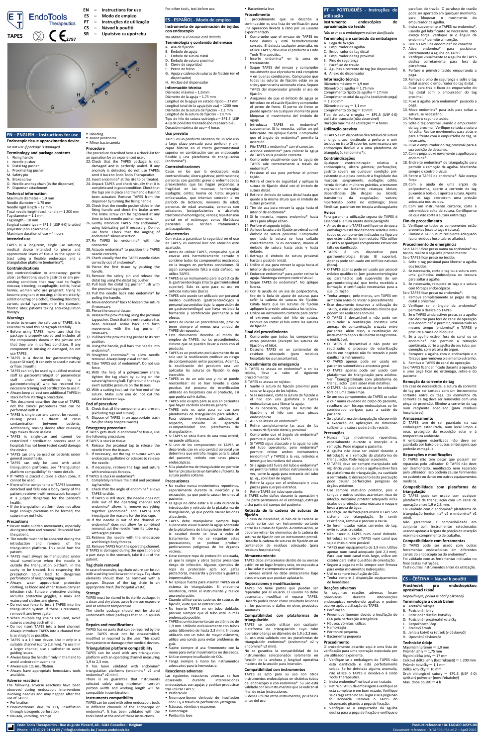**EndoTools** Therapeutics

**TAPES** ⊗ CE 2797

| | |
|---|---|
| EN | – Instructions for use |
| ES | – Modo de empleo |
| PT | – Instruções de utilização |
| CS | – Návod k použití |
| SR | – Uputstvo za upotrebu |

## EN – ENGLISH – Instructions for use

### Endoscopic tissue approximation device

*Do not use if package is damaged*

**Terminology and package contents**

I. Fixing handle
J. Needle pusher
K. Distal tag pusher
L. Proximal tag pusher
M. Safety pin
N. Brake screw
O. Needle and tag chain (in the dispenser)
P. Dispenser attachment

**Technical information**

Maximum diameter – 1.9 mm
Needle diameter – 1.75 mm
Needle rigid length – 17 mm
Total needle length (excl. handle) – 1 200 mm
Tag diameter – 1.1 mm
Tag length – 10 mm
Surgical suture type – EP1.5 (USP 4-0) braided polyester (non absorbable)
Maximum duration of use – 4 hours

**Intended use**

TAPES is a long-term, single use suturing medical device intended to pierce and approximate layers of tissue in the upper GI tract using a flexible endoscope and a triangulation platform (endomina®).

**Contraindications**

Any contraindication to endoscopy; gastric ulcer; perforations; severe gastritis or any pre-existing conditions that may lead to fragile mucosa; bleeding; oesophagitis; colitis; hiatal hernia; women who are pregnant, trying to become pregnant or nursing; children; elderly; addiction (drug or alcohol); bleeding disorders; varices; portal hypertension in the stomach; fibrotic sites; patients taking anti-coagulation therapy

**Warnings**

In order to ensure the safe use of TAPES, it is essential to read this paragraph carefully.

- Before using TAPES, make sure that the package is properly sealed and includes all the components shown in the picture and that they are in perfect condition. If any component is missing or damaged, do not use TAPES.
- TAPES is a device for gastroenterology (upper GI tract). It can only be used in natural orifices (mouth).
- TAPES can only be used by qualified medical staff (a gastroenterologist or paramedical staff under surveillance by a gastroenterologist) who has received the necessary training and certification to use it.
- Always keep at least one additional TAPES in stock before starting a procedure.
- This document describes the use of TAPES, not the clinical procedures that can be performed with it.
- TAPES is single-use and cannot be reused: reusing poses a threat of cross contamination between patients. Additionally, reusing device after releasing tags makes device useless.
- TAPES is single-use and cannot be resterilized : sterilization process used in hospitals has not been tested could damage the device.
- TAPES can only be used on patients under general anaesthesia.
- TAPES can only be used with adult triangulation platforms. See "Triangulation platform compatibility" for more details.
- If TAPES is placed outside a clean zone, it cannot be used.
- If one of the components of TAPES becomes detached and falls into a body cavity of the patient, retrieve it with endoscopic forceps if it is judged dangerous for the patient's health.
- If the triangulation platform does not allow large enough plications to be formed, the suture may not hold.

**Precautions**

- Never make sudden movements, especially during insertion and removal. This could hurt the patient.
- The needle must not be apparent during the introduction and removal of the triangulation platform. This could hurt the patient.
- TAPES must always be manipulated under visual surveillance when the needle is outside the triangulation platform, in the cavity to be treated. Not respecting this precaution could lead to dangerous perforations of neighboring organs.
- Always wear appropriate protective clothing, as blood and other tissues carry an infection risk. Suitable protective clothing includes protective goggles, a mask and waterproof clothes and gloves.
- Do not use force to insert TAPES into the triangulation system. If there is resistance, remove it and investigate.
- When multiple tag chains are used, avoid sutures crossing each other.
- Do not insert TAPES into a bent channel. Always introduce TAPES into a channel that is as straight as possible.
- TAPES is a 1,9 mm device. Use it only in a suitable channel (up to 2,3 mm). To use it in a larger channel, use a catheter to avoid guiding issues.
- Always keep the handle firmly in the hand to avoid undesired movements.
- Always use $CO_2$ insufflation.
- Always have appropriate hemostasis tools available.

**Adverse reactions**

The following adverse reactions have been observed during endoscopic interventions involving needles and may happen after the use of TAPES:

- Perforation
- Pneumothorax due to $CO_2$ insufflation through iatrogenic perforation
- Nausea, vomiting, cramps
- Bleeding
- Minor peritonitis
- Minor bacteraemia

**Procedure**

The procedure described here is a check-list for an operation by an experienced user.

22. Check that the TAPES package is not damaged and is perfectly sealed. If any anomaly is detected, do not use TAPES; send it back to Endo Tools Therapeutics.
23. Insert endomina® at the site to be treated.
24. Unpack TAPES and check visually that it is complete and in good condition. Check that the tags are in place and the handle has not been actuated. Remove TAPES from the dispenser by turning the fixing handle.
25. Check that the needle pusher slides in the fixing handle and check the brake screw. The brake screw can be tightened at any time to lock needle pusher movement.
26. Gently introduce TAPES into endomina®, using lubricating gel if necessary. Do not use force. Check that the angling of endomina® allows insertion.
27. Fix TAPES to endomina® with the connector.
28. Actuate endomina® to position the TAPES needle correctly.
29. Check visually that the TAPES needle slides correctly out of endomina®.
30. Pierce the first tissue by pushing the handle.
31. Remove the safety pin and release the distal tag using the distal tag pusher.
32. Pull back the distal tag pusher flush with the proximal tag pusher.
33. Pull the needle back into endomina® by pulling the handle.
34. Move endomina® back to loosen the suture if necessary.
35. Pierce the second tissue.
36. Release the proximal tag using the proximal tag pusher. Check that the entire suture has been released. Make back and forth movements with the tag pusher if necessary.
37. Pull back the proximal tag pusher to its rest position.
38. Using the handle, pull back the needle into endomina®.
39. Straighten endomina® to allow needle removal. Always keep visual control.
40. Take TAPES out of endomina®. Do not use force.
41. With the help of a polypectomy snare, tighten the tag chain by pulling on the suture tightening ball. Tighten until the tags exert suitable pressure on the tissues.
42. With a cutting tool, cut the free end of the suture. Make sure you do not cut the suture between tags.

**End of procedure**

3. Check that all the components are present (excluding tags and suture).
4. Dispose of TAPES in an appropriate trash bin (for sharp hospital waste).

**Emergency procedure**

If TAPES gets stuck in endomina® or tissue, use the following procedure:

If TAPES is stuck in tissue:

4. Release the proximal tag to release the needle from the tissues.
5. If necessary, cut the tag or suture with an endoscopic guillotine or scissors to release the needle.
6. If necessary, retrieve the tags and suture with endoscopic forceps.

If TAPES is stuck in endomina®:

7. Completely remove the distal and proximal tag handles.
8. Check that the angle of endomina® allows TAPES to slide.
9. If TAPES is still stuck, the needle does not slide out of the operating channel and endomina® allows it, remove everything together (endomina® and TAPES) and investigate the reasons for the blockage.
10. If the needle is out of the channel or endomina® does not allow for combined removal, cut the needle from its tube e.g. with argon plasma.
11. Retrieve the needle with the endoscope and foreign body forceps.
12. Remove TAPES from the operating channel. If TAPES is damaged during the operation and a part stays in the stomach, take it out of the patient.

**Tag chain removal**

In case of necessity, tag chain suture can be cut with a cutting tool between the tags. Tag chain elements should then be removed with a grasper. Dispose of the tag chain in an appropriate trash (for hospital waste)

**Storage**

TAPES must be stored in its sterile package, in a clean and dry place, away from sun exposure and at ambient temperature.
The sterile package should not be stored underneath other packages that could squash it.

**Repairs and modifications**

TAPES has no parts that can be repaired by the user. TAPES must not be disassembled, modified or repaired by the user. This could hurt patients or damage other medical devices.

**Triangulation platform compatibility**

TAPES can be used with any triangulation platform with an operating channel measuring 1,9 to 2,3 mm.
It has been validated with endomina® triangulation platforms (endomina® v2 and endomina® v2 mini).
There is no guarantee that instruments selected solely using maximum insertion portion width and working length will be compatible with endomina®.

**Instruments compatibility**

TAPES can be used with other endoscopic tools in different channels of the endoscope or endomina®. It has been validated with the tools listed at the end of these instructions.

For other tools, test before use.

## ES - ESPAÑOL - Modo de empleo

### Instrumento de aproximación de tejidos con endoscopio

*No utilizar si el envase está dañado*

**Terminología y contenido del envase**

A. Asa de fijación
B. Émbolo de aguja
C. Émbolo de sutura distal
D. Émbolo de sutura proximal
E. Cierre de seguridad
F. Perno de freno
G. Aguja y cadena de suturas de fijación (en el dispensador)
H. Anclaje del dispensador

**Información técnica**

Diámetro máximo – 1,9 mm
Diámetro de la aguja – 1,75 mm
Longitud de la aguja en estado rígido – 17 mm
Longitud total de la aguja (sin asa) – 1200 mm
Diámetro de la sutura de fijación – 1,1 mm
Longitud de la sutura de fijación – 10 mm
Tipo de hilo de sutura quirúrgica – EP1.5 (USP 4-0) de poliéster trenzado (no reabsorbible)
Duración máxima de uso – 4 horas

**Uso previsto**

TAPES es un producto sanitario de un solo uso a largo plazo pensado para perforar y unir capas histicas en el tracto gastrointestinal superior en combinación con un endoscopio flexible y una plataforma de triangulación (endomina®).

**Contraindicaciones**

Casos en los que la endoscopia está contraindicada; úlcera gástrica; perforaciones; personas con gastritis grave o enfermedades preexistentes que las hagan propensas a fragilidad en las mucosas; hemorragia; esofagitis; colitis; hernia de hiato; mujeres embarazadas, que intentan concebir o en periodo de lactancia; menores de edad; personas de edad avanzada; personas con adicciones (estupefacientes o alcohol); trastornos hemorrágicos; varices; hipertensión portal en el estómago; zonas fibróticas; pacientes que reciben tratamientos anticoagulantes

**Advertencias**

Con vistas a garantizar la seguridad en el uso de TAPES, es esencial leer con atención este apartado.

- Antes de utilizar TAPES, compruebe que el envase está herméticamente cerrado y contiene todos los componentes mostrados en la imagen en perfectas condiciones. Si algún componente falta o está dañado, no utilice TAPES.
- TAPES es un instrumento para la práctica de la gastroenterología (tracto gastrointestinal superior). Solo es apto para su uso en orificios naturales (boca).
- TAPES solo puede ser utilizado por personal médico cualificado (gastroenterólogos o personal paramédico bajo la supervisión de un gastroenterólogo) que haya recibido la formación y certificación pertinente a tal efecto.
- Antes de iniciar un procedimiento, procure tener siempre al menos una unidad de TAPES de repuesto.
- Este documento describe el modo de empleo de TAPES, no los procedimientos clínicos que se pueden llevar a cabo con el producto.
- TAPES es un producto exclusivamente de un solo uso: la reutilización conlleva un riesgo de contaminación entre pacientes. Además, la reutilización del producto una vez aplicadas las suturas de fijación lo deja inservible.
- TAPES es de un solo uso y no se puede reesterilizar: no se han llevado a cabo pruebas del proceso de esterilización utilizado en hospitales con el producto, así que podría sufrir daños.
- TAPES solo es apto para su uso en pacientes que hayan recibido anestesia general.
- TAPES solo es apto para su uso con plataformas de triangulación para adultos. Para obtener información adicional al respecto, consulte el apartado «Compatibilidad con plataformas de triangulación».
- Si TAPES se sitúa fuera de una zona estéril, no puede utilizarse.
- Si uno de los componentes de TAPES se desprende, cae en una cavidad corporal y se determina que entraña riesgos para la salud del paciente, retírelo con unas pinzas endoscópicas.
- Si la plataforma de triangulación no permite formar plicaturas de un tamaño suficiente, la sutura podría soltarse.

**Precauciones**

- No realice nunca movimientos repentinos, especialmente durante la inserción y la extracción, ya que podría causar lesiones al paciente.
- La aguja no debe estar a la vista durante la introducción y retirada de la plataforma de triangulación, ya que podría causar lesiones al paciente.
- TAPES debe manipularse siempre bajo supervisión visual cuando la aguja sobresale de la plataforma de triangulación dentro de la cavidad donde se lleva a cabo el tratamiento. Si no se respetan estas precauciones, se podrían producir perforaciones peligrosas de los órganos vecinos.
- Lleve siempre ropa de protección adecuada, ya que la sangre y otros tejidos presentan riesgo de infección. Algunos ejemplos de ropa de protección apta son gafas protectoras, mascarilla y prendas y guantes impermeables.
- No aplique fuerza para insertar TAPES en el sistema de triangulación. Si encuentra resistencia, retire el instrumento y realice una exploración.
- Cuando utilice varias cadenas de suturas de fijación, evite que se entrecrucen.
- No inserte TAPES en un tubo doblado, procure siempre que el tubo esté lo más enderezado posible.
- TAPES es un instrumento con un diámetro de 1,9 mm. Utilícelo exclusivamente con tubos aptos (diámetro de hasta 2,3 mm). Si desea utilizarlo con un tubo de mayor diámetro, utilice una sonda para evitar problemas de guía.
- Sujete siempre el asa firmemente con la mano para evitar movimientos no deseados.
- Utilice siempre insuflación de $CO_2$.
- Tenga siempre a mano los instrumentos adecuados para la hemostasia.

**Reacciones adversas**

Las siguientes reacciones adversas se han observado durante intervenciones endoscópicas con agujas y podrían producirse tras utilizar TAPES:

- Perforación
- Neumoperitoneo derivado de insuflación con $CO_2$ a través de perforación yatrógena
- Náuseas, vómitos y espasmos
- Hemorragia
- Peritonitis leve
- Bacteriemia leve

**Procedimiento**

El procedimiento que se describe a continuación es una lista de verificación para una operación llevada a cabo por un usuario experimentado.

1. Compruebe que el envase de TAPES no tiene daños y está herméticamente cerrado. Si detecta cualquier anomalía, no utilice TAPES; devuélvalo al producto a Endo Tools Therapeutics.
2. Inserte endomina® en la zona de tratamiento.
3. Saque TAPES del envase y compruebe visualmente que el producto está completo y en buenas condiciones. Compruebe que todas las suturas de fijación están en su sitio y que no se ha accionado el asa. Separe TAPES del dispensador girando el asa de fijación.
4. Asegúrese de que el émbolo de aguja se introduce en el asa de fijación y compruebe el perno de freno. El perno de freno se puede apretar en cualquier momento para bloquear el movimiento del émbolo de aguja.
5. Introduzca TAPES en endomina® suavemente. Si lo necesita, utilice un gel lubricante. No aplique fuerza. Compruebe que el ángulo de endomina® permite la inserción.
6. Fije TAPES a endomina® con el conector.
7. Accione endomina® para colocar la aguja de TAPES en la posición correcta.
8. Compruebe visualmente que la aguja de TAPES sale correctamente a través de endomina®.
9. Presione el asa para perforar el primer tejido.
10. Retire el cierre de seguridad y aplique la sutura de fijación distal con el émbolo de sutura distal.
11. Retire el émbolo de sutura distal hasta que quede a la misma altura que el émbolo de sutura proximal.
12. Tire del asa para retraer la aguja hacia el interior de endomina®.
13. Si lo necesita, mueva endomina® hacia atrás para aflojar el hilo.
14. Perfore el segundo tejido.
15. Aplique la sutura de fijación proximal con el émbolo de sutura proximal. Compruebe que toda la sutura se haya soltado correctamente. Si es necesario, mueva el émbolo de sutura hacia atrás y hacia delante.
16. Retraiga el émbolo de sutura proximal hasta la posición inicial.
17. Utilice el asa para retraer la aguja hacia el interior de endomina®.
18. Enderece endomina® para poder retirar la aguja. Mantenga siempre control visual.
19. Saque TAPES de endomina®. No aplique fuerza.
20. Con la ayuda de un asa de polipectomía, tire de la bola de ajuste de suturas para ceñir la cadena de suturas de fijación. Cíñala hasta que las suturas de fijación apliquen la presión adecuada a los tejidos.
21. Utilice un instrumento cortante para cortar el extremo suelto del hilo de sutura. Procure no cortar el hilo entre las suturas de fijación.

**Final del procedimiento**

1. Compruebe que todos los componentes están presentes (excepto las suturas de fijación y el hilo).
2. Deseche TAPES en un contenedor de residuos adecuado (para residuos hospitalarios punzocortantes).

**Procedimiento de emergencia**

Si TAPES se atasca en endomina® o en los tejidos, lleve a cabo el siguiente procedimiento:

Si TAPES se atasca en tejidos:

1. Suelte la sutura de fijación proximal para separar la aguja de los tejidos.
2. Si es necesario, corte la sutura de fijación o el hilo con una guillotina o tijeras endoscópicas para liberar la aguja.
3. Si es necesario, recoja las suturas de fijación y el hilo con unas pinzas endoscópicas.

Si TAPES se atasca en endomina®:

1. Retire completamente las asas de las suturas de fijación distal y proximal.
2. Compruebe que el ángulo de endomina® permite el paso de TAPES.
3. Si TAPES sigue atascado y la aguja no sale del tubo operativo, pero endomina® permite retirar ambos instrumentos (endomina® y TAPES) a la vez, retírelos e investigue los motivos del atasco.
4. Si la aguja está fuera del tubo o endomina® no permite retirar ambos instrumentos a la vez, corte la aguja para extraerla del tubo (p. ej., con láser de argón).
5. Retire la aguja con el endoscopio y unas pinzas para cuerpos extraños.
6. Retire TAPES del tubo operativo.

Si TAPES sufre daños durante la operación y una parte permanece en el estómago, extraiga dicha parte del cuerpo del paciente.

**Retirada de la cadena de suturas de fijación**

En caso de necesidad, el hilo de la cadena se puede cortar con un instrumento cortante entre las suturas de fijación. A continuación, se deberán retirar los elementos de la cadena de suturas de fijación con un instrumento prensil. Deseche la cadena de suturas de fijación en un contenedor de residuos adecuado (para residuos hospitalarios).

**Almacenamiento**

TAPES debe almacenarse dentro de su envase estéril en un lugar limpio y seco, no expuesto a la luz solar y a temperatura ambiente.
El envase estéril no debe almacenarse bajo otros envases que puedan aplastarlo.

**Reparaciones y modificaciones**

TAPES no tiene partes que puedan ser reparadas por el usuario. El usuario no debe desmontar, modificar ni reparar TAPES. Hacerlo podría tener como resultado lesiones en los pacientes o daños en otros productos sanitarios.

**Compatibilidad con plataformas de triangulación**

TAPES se puede utilizar con cualquier plataforma de triangulación cuyo tubo operatorio tenga un diámetro de 1,9 a 2,3 mm. Su uso está validado con las plataformas de triangulación endomina® (endomina® v2 y endomina® v2 mini).
No se garantiza la compatibilidad de los instrumentos seleccionados solamente en función de la anchura y longitud operativa máxima de la sección para inserción.

**Compatibilidad con instrumentos**

TAPES es apto para su uso con otros instrumentos endoscópicos en distintos tubos del endoscopio o con endomina®. Su uso está validado con los instrumentos que se indican al final de estas instrucciones.
Si desea utilizar otros instrumentos, pruébelos antes del uso.

## PT - PORTUGUÊS - Instruções de utilização

### Instrumento endoscópico de aproximação do tecido

*Não usar se a embalagem estiver danificada*

**Terminologia e conteúdo da embalagem**

A. Pega de fixação
B. Empurrador da agulha
C. Empurrador de tag distal
D. Empurrador de tag proximal
E. Pino de segurança
F. Parafuso do travão
G. Agulhas e corrente de tag (no dispensador)
H. Anexo do dispensador

**Informação técnica**

Diâmetro máximo – 1,9 mm
Diâmetro da agulha – 1,75 mm
Comprimento rígido da agulha – 17 mm
Comprimento total da agulha (excluindo pega) – 1 200 mm
Diâmetro do tag – 1,1 mm
Comprimento do tag – 10 mm
Tipo de sutura cirúrgica – EP1.5 (USP 4-0) poliéster trançado (não absorvível)
Duração máxima da utilização – 4 horas

**Utilização prevista**

O TAPES é um dispositivo descartável de sutura a longo prazo, destinado a perfurar e unir tecidos no trato GI superior, com recurso a um endoscópio flexível e a uma plataforma de triangulação (endomina®).

**Contraindicações**

Qualquer contraindicação relativa a endoscópios; úlcera gástrica; perfurações; gastrite severa ou qualquer condição pré-existente que possa conduzir à fragilidade das mucosas; sangramento; esofagite; colite; hérnia de hiato; mulheres grávidas, a tentarem engravidar ou lactantes; crianças; idosos; dependências (de drogas ou álcool); transtornos da coagulação; varizes; hipertensão portal no estômago; áreas fibróticas; pacientes em terapia anticoagulante

**Avisos**

Para garantir a utilização segura do TAPES é essencial a leitura atenta deste parágrafo.

- Antes de usar o TAPES certifique-se de que a embalagem está devidamente selada e inclui todos os componentes indicados na figura e que estes estão em bom estado. Não utilize o TAPES se qualquer componente estiver em falta ou danificado.
- TAPES é um dispositivo para gastroenterologia (trato GI superior). Apenas pode ser usado em orifícios naturais (boca).
- O TAPES apenas pode ser usado por pessoal médico qualificado (um gastroenterologista ou paramédico sob supervisão de um gastroenterologista) que tenha recebido a formação e certificação necessárias para a sua utilização.
- Tenha sempre, pelo menos, um TAPES em armazém antes de iniciar o procedimento.
- Este documento descreve a utilização do TAPES, e não os procedimentos clínicos que podem ser realizados com ele.
- O TAPES é descartável e não pode ser reutilizado: a reutilização constitui uma ameaça de contaminação cruzada entre pacientes. Além disso, a reutilização do instrumento depois de libertar os tags torna-o inutilizável.
- O TAPES é descartável e não pode ser reutilizado: o processo de esterilização usado em hospitais não foi testado e pode danificar o instrumento.
- O TAPES apenas pode ser usado em pacientes submetidos a anestesia geral.
- O TAPES apenas pode ser usado com plataformas de triangulação para adultos. Ver "Compatibilidade com plataforma de triangulação" para saber mais detalhes.
- O TAPES não pode ser usado se for colocado fora de uma zona limpa.
- Se um dos componentes do TAPES se soltar e cair numa cavidade do corpo do paciente, recolha-o com fórceps endoscópicos se for considerado perigoso para a saúde do paciente.
- Se a plataforma de triangulação não permitir a execução de aplicações de dimensão suficiente, a sutura poderá não resistir.

**Precauções**

- Nunca faça movimentos repentinos, especialmente durante a inserção e a remoção. Pode magoar o paciente.
- A agulha não deve ser visível durante a introdução e a remoção da plataforma de triangulação. Pode magoar o paciente.
- O TAPES deve ser sempre manipulado sob vigilância visual quando a agulha estiver fora da plataforma de triangulação, na cavidade a ser tratada. O desrespeito desta precaução pode causar perfurações perigosas de órgãos próximos.
- Use sempre vestuário protetor, pois o sangue e outros tecidos acarretam risco de infeção. Vestuário protetor adequado inclui óculos de proteção, uma máscara e roupa e luvas à prova de água.
- Não faça uso da força para inserir o TAPES no sistema de triangulação. Se sentir resistência, remova e procure a causa.
- Se forem usadas várias correntes de tag, evite suturas cruzadas.
- Não insira o TAPES num canal dobrado. Introduza sempre o TAPES num canal que seja o mais direito possível.
- TAPES num equipamento de 1,9 mm. Utilize apenas num canal adequado (até 2,3 mm). Para usar num canal mais largo, utilize um cateter para evitar questões de orientação.
- Segure a pega na mão sempre com firmeza para evitar movimentos indesejados.
- Utilize sempre insuflação de $CO_2$.
- Tenha sempre à disposição equipamentos de hemostase.

**Reações adversas**

As seguintes reações adversas foram observadas durante intervenções endoscópicas envolvendo agulhas e podem ocorrer após a utilização do TAPES:

- Perfuração
- Pneumoperitoneum devido a insuflação de $CO_2$ pela perfuração iatrogénica
- Náusea, vómitos, cãibras
- Hemorragia
- Peritonite pequena
- Bacteriemia pequena

**Procedimento**

O procedimento descrito aqui é uma lista de verificação para uma operação executada por um utilizador experiente.

1. Verifique se a embalagem do TAPES não está danificada e está perfeitamente selada. Se for detetada alguma anomalia, não utilize o TAPES e devolva-o à Endo Tools Therapeutics.
2. Insira endomina® no local a ser tratado.
3. Retire o TAPES da embalagem e verifique se está completo e em bom estado. Verifique se os tags estão no seu lugar e se a pega não foi acionada. Remova o TAPES do dispensador girando a pega de fixação.
4. Verifique se o empurrador da agulha desliza para a pega de fixação e verifique o parafuso do travão. O parafuso de travão pode ser apertado em qualquer momento para bloquear o movimento do empurrador da agulha.
5. Insira suavemente o TAPES na endomina®, usando gel lubrificante se necessário. Não exerça força. Verifique se o ângulo da endomina® permite a inserção.
6. Fixe o TAPES na endomina® no conector.
7. Ative endomina® para posicionar corretamente a agulha do TAPES.
8. Verifique visualmente se a agulha do TAPES desliza corretamente para fora da plataforma.
9. Perfure o primeiro tecido empurrando a pega.
10. Remova o pino de segurança e solte o tag distal usando o empurrador do tag distal.
11. Puxe para trás o fluxo do empurrador do tag distal com o empurrador do tag proximal.
12. Puxe a agulha para endomina® puxando a pega.
13. Move endomina® para trás para soltar a sutura, se necessário.
14. Perfure o segundo tecido.
15. Solte o tag proximal usando o empurrador do tag proximal. Verifique se toda a sutura foi solta. Realize movimentos para atrás e para a frente com o empurrador de tag, se necessário.
16. Puxe o empurrador do tag proximal para a sua posição de descanso.
17. Com a pega, puxe novamente a agulha para endomina®.
18. Endireite endomina® de triangulação para permitir a remoção da agulha. Mantenha sempre o controlo visual.
19. Retire o TAPES da endomina®. Não exerça força.
20. Com a ajuda de uma argola de polipectomia, aperte a corrente de tag puxando a bola que aperta a sutura. Aperte até os tags exercerem uma pressão adequada nos tecidos.
21. Com um instrumento cortante, corte a extremidade solta da sutura. Certifique-se de que não corta a sutura entre tags.

**Fim do procedimento**

1. Verifique se todos os componentes estão presentes (exceto tags e sutura).
2. Elimine o TAPES num recipiente adequado (para resíduos hospitalares afiados).

**Procedimento de emergência**

Se o TAPES ficar preso numa da endomina® ou tecido, realize o seguinte procedimento:
Se o TAPES ficar preso no tecido:

1. Solte o tag proximal para libertar a agulha dos tecidos.
2. Se necessário, corte o tag ou a sutura com uma guilhotina endoscópica ou tesoura para soltar a agulha.
3. Se necessário, recupere os tags e a sutura com fórceps endoscópicos.

Se o TAPES ficar preso no endomina®:

1. Remova completamente as pegas do tag distal e proximal.
2. Verifique se o ângulo da endomina® permite o deslize do TAPES.
3. Se o TAPES ainda estiver preso, se a agulha não deslizar para fora do canal de operação e se endomina® o permitir, remova tudo ao mesmo tempo (endomina® e TAPES) e procure a causa do bloqueio.
4. Se a agulha estiver fora do canal ou se endomina® não permitir a remoção combinada, corte a agulha do seu tubo, por exemplo, com plasma de árgon.
5. Recupere a agulha com o endoscópio e os fórceps que removeu o elemento estranho.
6. Remova o TAPES do canal de operação.

Se o TAPES for danificado durante a operação e uma peça ficar no estômago, retire-a do paciente.

**Remoção da corrente de tag**

Em caso de necessidade, a sutura da corrente de tag por ser cortada com um instrumento cortante entre os tags. Os elementos da corrente de tag deve ser removidos com uma pinça de preensão. Elimine a corrente de tag num recipiente adequado (para resíduos hospitalares)

**Armazenamento**

O TAPES tem de ser guardado na sua embalagem esterilizada, num local limpo e seco, protegido da exposição solar e à temperatura ambiente.
A embalagem esterilizada não deve ser guardada por baixo de outras embalagens que poderão esmagá-la.

**Reparações e modificações**

O TAPES não tem peças que possam ser reparadas pelo utilizador. O TAPES não deve ser desmontado, modificado nem reparado pelo utilizador. Isso poderia causar ferimentos no paciente ou danos em outros equipamentos médicos.

**Compatibilidade com plataforma de triangulação**

O TAPES pode ser usado com qualquer plataforma de triangulação com um canal de operação entre 1,9 e 2,3 mm.
Foi validado com o endomina® plataforma de triangulação (endomina® v2 e endomina® v2 mini).
Não garantimos a compatibilidade em conjunto com instrumentos selecionados usando apenas a largura de porção de inserção máxima e comprimento de trabalho.

**Compatibilidade com ferramentas**

O TAPES pode ser usado com outras ferramentas endoscópicas em diferentes canais do endoscópio ou da endomina®.
Foi validado com as ferramentas indicadas no final destas instruções.
Teste outros instrumentos antes da utilização.

## CS – ČEŠTINA – Návod k použití

### Prostředek pro endoskopickou aproximaci tkáně

*Nepoužívejte, pokud je obal poškozený.*

**Terminologie a obsah balení**

A. Aretační rukojeť
B. Posunovač jehly
C. Posunovač distální kotvičky
D. Posunovač proximální kotvičky
E. Bezpečnostní čep
F. Brzdový šroub
G. Jehla a kotvička řetízek (v dávkovači)
H. Upevnění dávkovače

**Technické údaje**

Maximální průměr – 1,9 mm
Průměr jehly – 1,75 mm
Rigidní délka jehly – 17 mm
Celková délka jehly (bez rukojeti) – 1 200 mm
Průměr kotvičky – 1,1 mm
Délka kotvičky – 10 mm
Druh chirurgické sutury – EP1.5 (USP 4-0) spletaný polyester (nevstřebatelný)
Max. doba použití – 4 h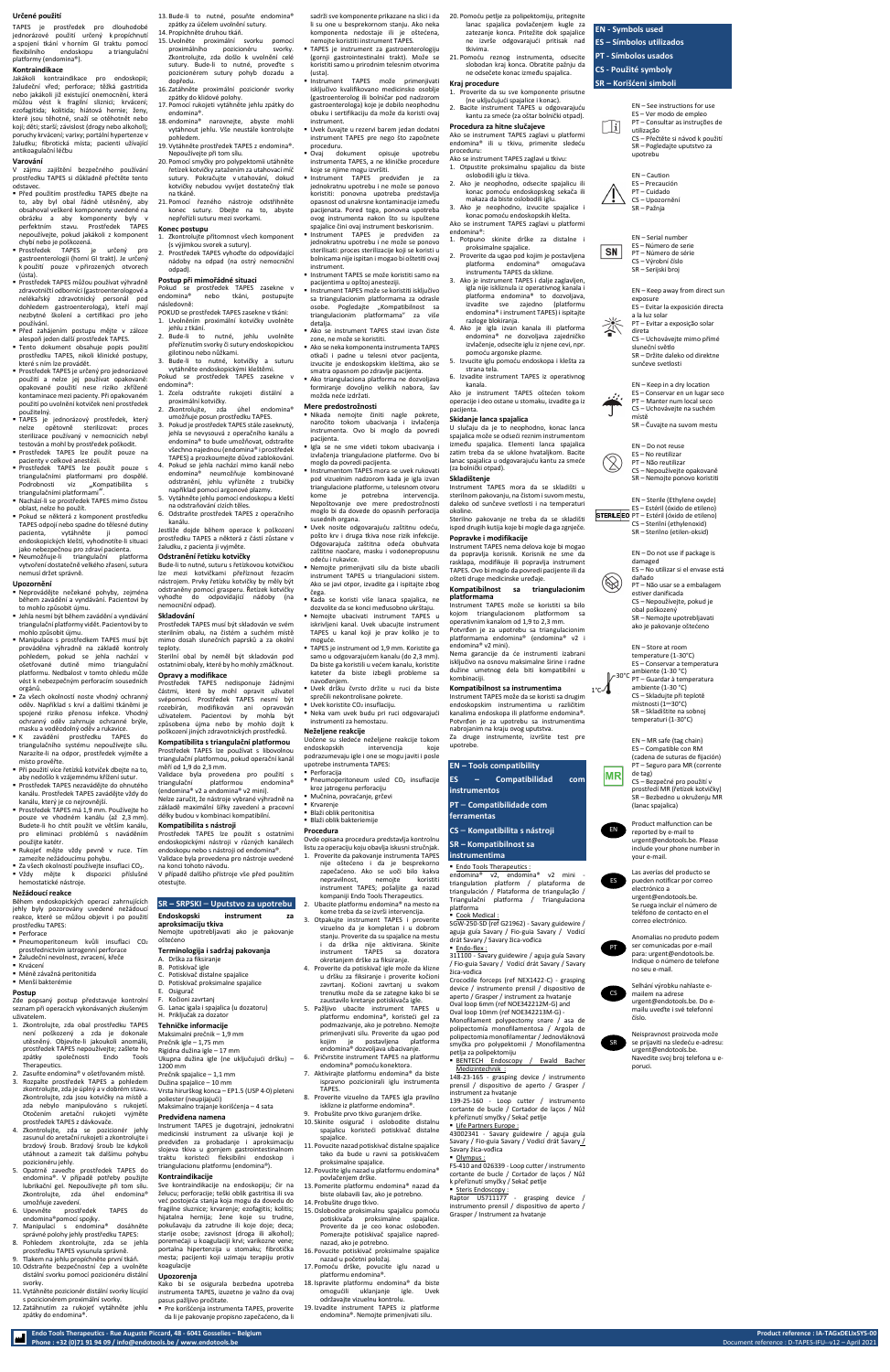## Určené použití

TAPES je prostředek pro dlouhodobé jednorázové použití určený k propichnutí a spojení tkání v horním GI traktu pomocí flexibilního endoskopu a triangulační platformy (endomina®).

## Kontraindikace

Jakákoli kontraindikace pro endoskopii; žaludeční vřed; perforace; těžká gastritida nebo jakákoli již existující onemocnění, která můžou vést k fragilní sliznici; krvácení; ezofagitida; kolitida; hiátová hernie; ženy, které jsou těhotné, snaží se otěhotnět nebo kojí; děti; starší; závislost (drogy nebo alkohol); poruchy krvácení; varixy; portální hypertenze v žaludku; fibrotická místa; pacienti užívající antikoagulační léčbu

## Varování

V zájmu zajištění bezpečného používání prostředku TAPES si důkladně přečtěte tento odstavec.

- Před použitím prostředku TAPES dbejte na to, aby byl obal řádně utěsněný, aby obsahoval veškeré komponenty uvedené na obrázku a aby komponenty byly v perfektním stavu. Prostředek TAPES nepoužívejte, pokud jakákoli z komponent chybí nebo je poškozená.
- Prostředek TAPES je určený pro gastroenterologii (horní GI trakt). Je určený k použití pouze v přirozených otvorech (ústa).
- Prostředek TAPES můžou používat výhradně zdravotničtí odborníci (gastroenterologové a nelékařský zdravotnický personál pod dohledem gastroenterologa), kteří mají nezbytné školení a certifikaci pro jeho používání.
- Před zahájením postupu mějte v záloze alespoň jeden další prostředek TAPES.
- Tento dokument obsahuje popis použití prostředku TAPES, nikoli klinické postupy, které s ním lze provádět.
- Prostředek TAPES je určený pro jednorázové použití a nelze jej používat opakovaně: opakované použití nese riziko zkřížené kontaminace mezi pacienty. Po použití všech kotviček není prostředek použitelný.
- TAPES je jednorázový prostředek, který nelze opětovně sterilizovat: proces sterilizace používaný v nemocnicích nebyl testován a mohl by prostředek poškodit.
- Prostředek TAPES lze použít pouze na pacienty v celkové anestezii.
- Prostředek TAPES lze použít pouze s triangulačními platformami pro dospělé. Podrobnosti viz „Kompatibilita s triangulačními platformami".
- Nachází-li se prostředek TAPES mimo čistou oblast, nelze ho použít.
- Pokud se některá z komponent prostředku TAPES odpojí nebo spadne do tělesné dutiny pacienta, vytáhněte ji pomocí endoskopických kleští, vyhodnotíte-li situaci jako nebezpečnou pro zdraví pacienta.
- Neumožňuje-li triangulační platforma vytvoření dostatečně velkého řezání, sutura nemusí držet správně.

## Upozornění

- Neprovádějte nečekané pohyby, zejména během zavádění a vyndávání. Pacientovi by to mohlo způsobit újmu.
- Jehla nesmí být během zavádění a vyndávání triangulační platformy vidět. Pacientovi by to mohlo způsobit újmu.
- Manipulace s prostředkem TAPES musí být prováděna výhradně na základě kontroly pohledem, pokud se jehla nachází v ošetřované oblasti pomocí triangulační platformy. Nedbalost v tomto ohledu může vést k nebezpečným perforacím sousedních orgánů.
- Za všech okolností noste vhodný ochranný oděv. Například s krví a dalšími tkáněmi je spojené riziko přenosu infekce. Vhodný ochranný oděv zahrnuje ochranné brýle, masku a voděodolný oděv a rukavice.
- K zavádění prostředku TAPES do triangulačního systému nepoužívejte sílu. Narazíte-li na odpor, prostředek vyjměte a místo prověřte.
- Při použití více řetízků kotviček dbejte na to, aby nedošlo k vzájemnému křížení sutur.
- Prostředek TAPES nezavádějte do ohnutého kanálu. Prostředek TAPES zavádějte vždy do kanálu, který je co nejrovnější.
- Prostředek TAPES má 1,9 mm. Používejte ho pouze ve vhodném kanálu (až 2,3 mm). Budete-li ho chtít použít ve větším kanálu, pro eliminaci problémů s naváděním použijte katetr.
- Rukojeť mějte vždy pevně v ruce. Tím zamezíte nežádoucímu pohybu.
- Za všech okolností používejte insuflaci $CO_2$.
- Vždy mějte k dispozici příslušné hemostatické nástroje.

## Nežádoucí reakce

Během endoskopických operací zahrnujících jehly byly pozorovány uvedené nežádoucí reakce, které se můžou objevit i po použití prostředku TAPES:

- Perforace
- Pneumoperitoneum kvůli insuflaci $CO_2$ prostřednictvím iatrogenní perforace
- Žaludeční nevolnost, zvracení, křeče
- Krvácení
- Méně závažná peritonitida
- Menší bakteriémie

## Postup

Zde popsaný postup představuje kontrolní seznam při operacích vykonávaných uživatelem.

1. Zkontrolujte, zda obal prostředku TAPES není poškozený a zda je dokonale utěsněný. Objevíte-li jakoukoli anomálii, prostředek TAPES nepoužívejte; zašlete ho zpátky společnosti Endo Tools Therapeutics.
2. Zasuňte endominu® v ošetřovaném místě.
3. Rozbalte prostředek TAPES a pohledem zkontrolujte, zda je úplný a v dobrém stavu. Zkontrolujte, zda jsou kotvičky na místě a zda nebylo manipulováno s rukojetí. Otočením aretační rukojeti vyjměte prostředek TAPES z dávkovače.
4. Zkontrolujte, zda se pozicionér jehly zasunul do aretační rukojeti a zkontrolujte i brzdový šroub. Brzdový šroub lze kdykoli utáhnout a zamezit tak dalšímu pohybu pozicionéru jehly.
5. Opatrně zaveďte prostředek TAPES do endominy®. V případě potřeby použijte lubrikační gel. Nepoužívejte při tom sílu. Zkontrolujte, zda úhel endominy® umožňuje zavedení.
6. Upevněte prostředek TAPES do endominy® pomocí spojky.
7. Manipulujte s endominou® dosáhněte správné polohy jehly prostředku TAPES.
8. Pohledem zkontrolujte, zda se jehla prostředku TAPES vysunula správně.
9. Tlakem na jehlu propíchněte první tkáň.
10. Odstraňte bezpečnostní čep a uvolněte distální svorku pomocí pozicionéru distální svorky.
11. Vytáhněte pozicionér distální svorky lícující s pozicionérem proximální svorky.
12. Zatáhnutím za rukojeť vytáhněte jehlu zpátky do endominy®.
13. Bude-li to nutné, posuňte endominu® zpátky za účelem uvolnění sutury.
14. Propíchněte druhou tkáň.
15. Uvolněte proximální svorku pomocí proximálního pozicionéru svorky. Zkontrolujte, zda došlo k uvolnění celé sutury. Bude-li to nutné, proveďte s pozicionérem sutury pohyb dozadu a dopředu.
16. Zatáhněte proximální pozicionér svorky zpátky do klidové polohy.
17. Pomocí rukojeti vytáhněte jehlu zpátky do endominy®.
18. endomina® narovnejte, abyste mohli vytáhnout jehlu. Vše neustále kontrolujte pohledem.
19. Vytáhněte prostředek TAPES z endominy®. Nepoužívejte při tom sílu.
20. Pomocí smyčky pro polypektomii utáhněte řetízek kotviček zatažením za uvolňovací nit sutury. Pokračujte v utahování, dokud kotvičky nebudou vyvíjet dostatečný tlak na tkáně.
21. Pomocí řezného nástroje odstřihněte konec sutury. Dbejte na to, abyste nepřeřízli suturu mezi svorkami.

## Konec postupu

1. Zkontrolujte přítomnost všech komponent (s výjimkou svorek a sutury).
2. Prostředek TAPES vyhoďte do odpovídající nádoby na odpad (na ostrý nemocniční odpad).

## Postup při mimořádné situaci

Pokud se prostředek TAPES zasekne v endomina® nebo tkáni, postupujte následovně:

POKUD se prostředek TAPES zasekne v tkáni:

1. Uvolněním proximální kotvičky uvolněte jehlu z tkání.
2. Bude-li to nutné, jehlu uvolněte přeříznutím svorky či sutury endoskopickou gilotinou nebo nůžkami.
3. Bude-li to nutné, kotvičky a suturu vytáhněte endoskopickými kleštěmi.

Pokud se prostředek TAPES zasekne v endomině®:

1. Zcela odstraňte rukojeti distální a proximální kotvičky.
2. Zkontrolujte, zda úhel endominy® umožňuje posun prostředku TAPES.
3. Pokud je prostředek TAPES stále zaseknutý, jehla se nevysouvá z operačního kanálu a endomina® to bude umožňovat, odstraňte všechno najednou (endominu® i prostředek TAPES) a prozkoumejte důvod zablokování.
4. Pokud se jehla nachází mimo kanál nebo endomina® neumožňuje kombinované odstranění, jehlu vyřízněte z trubičky například pomocí argonové plazmy.
5. Vytáhněte jehlu pomocí endoskopu a kleští na odstraňování cizích těles.
6. Odstraňte prostředek TAPES z operačního kanálu.

Jestliže dojde během operace k poškození prostředku TAPES a některá z částí zůstane v žaludku, z pacienta ji vyjměte.

## Odstranění řetízku kotviček

Bude-li to nutné, suturu s řetízkem kotviček lze mezi kotvičkami přeříznout řezacím nástrojem. Prvky řetízku kotviček by měly být odstraněny pomocí graspery. Řetízek kotviček vyhoďte do odpovídající nádoby (na nemocniční odpad).

## Skladování

Prostředek TAPES musí být skladován ve svém sterilním obalu, na čistém a suchém místě mimo dosah slunečních paprsků a za okolní teploty.

Sterilní obal by neměl být skladován pod ostatními obaly, které by ho mohly zmáčknout.

## Opravy a modifikace

Prostředek TAPES neobsahuje žádné části, které by mohl opravit uživatel svépomocí. Prostředek TAPES nesmí být rozebírán, modifikován ani opravován uživatelem. Pacientovi by mohla být způsobena újma nebo by mohlo dojít k poškození jiných zdravotnických prostředků.

## Kompatibilita s triangulační platformou

Prostředek TAPES lze používat s libovolnou triangulační platformou, pokud operační kanál měří až 2,3 mm.

Validace byla provedena pro použití s triangulační platformou endomina® (endomina® v2 a endomina® v2 mini).

Nelze zaručit, že nástroje vybrané výhradně na základě maximální šířky zavedení a pracovní délky budou v kombinaci kompatibilní.

## Kompatibilita s nástroji

Prostředek TAPES lze použít s ostatními endoskopickými nástroji v různých kanálech endoskopu nebo s nástroji od endominy®.

Validace byla provedena pro nástroje uvedené na konci tohoto návodu.

V případě dalšího přístroje vše před použitím otestujte.

# SR – SRPSKI – Uputstvo za upotrebu

## Endoskopski instrument za aproksimaciju tkiva

Nemojte upotrebljavati ako je pakovanje oštećeno

## Terminologija i sadržaj pakovanja

A. Drška za fiksiranje
B. Potiskivač igle
C. Potiskivač distalne spajalice
D. Potiskivač proksimalne spajalice
E. Osigurač
F. Kočioni zavrtanj
G. Lanac igala i spajalica (u dozatoru)
H. Priključak za dozator

## Tehničke informacije

Maksimalni prečnik – 1,9 mm
Prečnik igle – 1,75 mm
Radna dužina igle – 17 mm
Ukupna dužina igle (ne uključujući dršku) – 1200 mm
Prečnik spajalice – 1,1 mm
Dužina spajalice – 10 mm
Vrsta hirurškog konca – EP1.5 (USP 4-0) pleteni poliester (neupijajući)
Maksimalno trajanje korišćenja – 4 sata

## Predviđena namena

Instrument TAPES je dugotrajni, jednokratni medicinski instrument za ušivanje koji je predviđen za probadanje i aproksimaciju slojeva tkiva u gornjem gastrointestinalnom traktu koristeći fleksibilni endoskop i triangulacionu platformu (endomina®).

## Kontraindikacije

Sve kontraindikacije na endoskopiju; čir na želucu; perforacije; teški oblik gastritisa ili sva već postojeća stanja koja mogu da dovedu do fragilne sluznice; krvarenje; ezofagitis; kolitis; hijatalna hernija; žene koje su trudne, pokušavaju da zatrudne ili koje doje; deca; starije osobe; zavisnost (droga ili alkohol); poremećaji u koagulaciji krvi; varikozne vene; portalna hipertenzija u stomaku; fibrotična mesta; pacijenti koji uzimaju terapiju protiv koagulacije

## Upozorenja

Kako bi se osigurala bezbedna upotreba instrumenta TAPES, izuzetno je važno da ovaj pasus pažljivo pročitate.

- Pre korišćenja instrumenta TAPES, proverite da li je pakovanje propisno zapečaćeno, da li sadrži sve komponente prikazane na slici i da li su one u besprekornom stanju. Ako neka komponenta nedostaje ili je oštećena, nemojte koristiti instrument TAPES.
- TAPES je instrument za gastroenterologiju (gornji gastrointestinalni trakt). Može se koristiti samo u prirodnim telesnim otvorima (usta).
- Instrument TAPES može primenjivati isključivo kvalifikovano medicinsko osoblje (gastroenterolog ili bolničar pod nadzorom gastroenterologa) koje je dobilo neophodnu obuku i sertifikaciju da može da koristi ovaj instrument.
- Uvek čuvajte u rezervi barem jedan dodatni instrument TAPES pre nego što započnete proceduru.
- Ovaj dokument opisuje upotrebu instrumenta TAPES, a ne kliničke procedure koje se njime mogu izvršiti.
- Instrument TAPES predviđen je za jednokratnu upotrebu i ne može se ponovo koristiti: ponovna upotreba predstavlja opasnost od unakrsne kontaminacije između pacijenata. Pored toga, ponovna upotreba ovog instrumenta nakon što su ispuštene spajalice čini ovaj instrument beskorisnim.
- Instrument TAPES je predviđen za jednokratnu upotrebu i ne može se ponovo sterilisati: proces sterilizacije koji se koristi u bolnicama nije ispitan i mogao bi oštetiti ovaj instrument.
- Instrument TAPES se može koristiti samo na pacijentima u opštoj anesteziji.
- Instrument TAPES može se koristiti isključivo sa triangulacionim platformama za odrasle osobe. Pogledajte „Kompatibilnost sa triangulacionim platformama" za više detalja.
- Ako se instrument TAPES stavi izvan čiste zone, ne može se koristiti.
- Ako se neka komponenta instrumenta TAPES otkači i padne u telesni otvor pacijenta, izvucite je endoskopskim kleštima, ako se smatra opasnom po zdravlje pacijenta.
- Ako triangulaciona platforma ne dozvoljava formiranje dovoljno velikog nabora, šav možda neće izdržati.

## Mere predostrožnosti

- Nikada nemojte činiti nagle pokrete, naročito tokom ubacivanja i izvlačenja instrumenta. Ovo bi moglo da povredi pacijenta.
- Igla se ne sme videti tokom ubacivanja i izvlačenja triangulacione platforme. Ovo bi moglo da povredi pacijenta.
- Instrumentom TAPES mora se uvek rukovati pod vizuelnim nadzorom kada je igla izvan triangulacione platforme, u telesnom otvoru kome je potrebna intervencija. Nepoštovanje ove mere predostrožnosti moglo bi da dovede do opasnih perforacija susednih organa.
- Uvek nosite odgovarajuću zaštitnu odeću, pošto krv i druga tkiva nose rizik infekcije. Odgovarajuća zaštitna odeća obuhvata zaštitne naočare, masku i vodonepropusnu odeću i rukavice.
- Nemojte primenjivati silu da biste ubacili instrument TAPES u triangulacioni sistem. Ako se javi otpor, izvucite ga i ispitajte zbog čega.
- Kada se koristi više lanaca spajalica, ne dozvolite da se konci međusobno ukrštaju.
- Nemojte ubacivati instrument TAPES u iskrivljeni kanal. Uvek ubacujte instrument TAPES u kanal koji je prav koliko je to moguće.
- TAPES je instrument od 1,9 mm. Koristite ga samo u odgovarajućem kanalu (do 2,3 mm). Da biste ga koristili u većem kanalu, koristite kateter da biste izbegli probleme sa navođenjem.
- Uvek dršku čvrsto držite u ruci da biste sprečili nekontrolisane pokrete.
- Uvek koristite $CO_2$ insuflaciju.
- Neka vam uvek budu pri ruci odgovarajući instrumenti za hemostazu.

## Neželjene reakcije

Uočene su sledeće neželjene reakcije tokom endoskopskih intervencija koje podrazumevaju igle i one se mogu javiti i posle upotrebe instrumenta TAPES:

- Perforacija
- Pneumoperitoneum usled $CO_2$ insuflacije kroz jatrogenu perforaciju
- Mučnina, povraćanje, grčevi
- Krvarenje
- Blaži oblik peritonitisa
- Blaži oblik bakteriemije

## Procedura

Ovde opisana procedura predstavlja kontrolnu listu za operacije koju obavlja iskusni stručnjak.

1. Proverite da pakovanje instrumenta TAPES nije oštećeno i da je besprekorno zapečaćeno. Ako se uoči bilo kakva nepravilnost, nemojte koristiti instrument TAPES; pošaljite ga nazad kompaniji Endo Tools Therapeutics.
2. Ubacite platformu endomina® na mesto na kome treba da se izvrši intervencija.
3. Otpakujte instrument TAPES i proverite vizuelno da je kompletan i u dobrom stanju. Proverite da su spajalice na mestu i da drška nije aktivirana. Skinite instrument TAPES sa dozatora okretanjem drške za fiksiranje.
4. Proverite da potiskivač igle može da klizne u dršku za fiksiranje i proverite kočioni zavrtanj. Kočioni zavrtanj u svakom trenutku može da se zategne kako bi se zaustavilo kretanje potiskivača igle.
5. Pažljivo ubacite instrument TAPES u platformu endomina®, koristeći gel za podmazivanje, ako je potrebno. Nemojte primenjivati silu. Proverite da ugao pod kojim je postavljena platforma endomina® dozvoljava ubacivanje.
6. Pričvrstite instrument TAPES na platformu endomina® pomoću konektora.
7. Aktivirajte platformu endomina® da biste ispravno pozicionirali iglu instrumenta TAPES.
8. Proverite vizuelno da TAPES igla pravilno izlazi iz platforme endomina®.
9. Probušite prvo tkivo guranjem drške.
10. Skinite osigurač i oslobodite distalnu spajalicu koristeći potiskivač distalne spajalice.
11. Povucite nazad potiskivač distalne spajalice tako da bude u ravni sa potiskivačem proksimalne spajalice.
12. Povucite iglu nazad u platformu endomina® povlačenjem drške.
13. Pomerite platformu endomina® nazad da biste otpustili šav, ako je potrebno.
14. Probušite drugo tkivo.
15. Oslobodite proksimalnu spajalicu pomoću potiskivača proksimalne spajalice. Proverite da je ceo konac oslobođen. Pomerajte potiskivač spajalice napred-nazad, ako je potrebno.
16. Povucite potiskivač proksimalne spajalice nazad u početni položaj.
17. Pomoću drške, povucite iglu nazad u platformu endomina®.
18. Ispravite platformu endomina® da biste omogućili uklanjanje igle. Uvek održavajte vizuelnu kontrolu.
19. Izvadite instrument TAPES iz platforme endomina®. Nemojte primenjivati silu.
20. Pomoću petlje za polipektomiju, pritegnite lanac spajalica povlačenjem kugle za zatezanje konca. Pritežite dok spajalice ne izvrše odgovarajući pritisak nad tkivima.
21. Pomoću reznog instrumenta, odsecite slobodan kraj konca. Obratite pažnju da ne odsečete konac između spajalica.

## Kraj procedure

1. Proverite da su sve komponente prisutne (ne uključujući spajalice i konac).
2. Bacite instrument TAPES u odgovarajuću kantu za smeće (za oštar bolnički otpad).

## Procedura za hitne slučajeve

Ako se instrument TAPES zaglavi u platformi endomina® ili u tkivu, primenite sledeću proceduru:

Ako se instrument TAPES zaglavi u tkivu:

1. Otpustite proksimalnu spajalicu da biste oslobodili iglu iz tkiva.
2. Ako je neophodno, odsecite spajalicu ili konac pomoću endoskopskog sekača ili makaza da biste oslobodili iglu.
3. Ako je neophodno, izvucite spajalice i konac pomoću endoskopskih klešta.

Ako se instrument TAPES zaglavi u platformi endomina®:

1. Potpuno skinite drške sa distalne i proksimalne spajalice.
2. Proverite da ugao pod kojim je postavljena platforma endomina® omogućava instrumentu TAPES da sklizne.
3. Ako je instrument TAPES i dalje zaglavljen, igla nije isklizla iz operativnog kanala i platforma endomina® to dozvoljava, izvadite sve zajedno (platformu endomina® i instrument TAPES) i ispitajte razloge blokiranja.
4. Ako je igla izvan kanala ili platforma endomina® ne dozvoljava zajedničko izvlačenje, odsecite iglu iz njene cevi, npr. pomoću argonske plazme.
5. Izvucite iglu pomoću endoskopa i klešta za strana tela.
6. Izvadite instrument TAPES iz operativnog kanala.

Ako je instrument TAPES oštećen tokom operacije i deo ostane u stomaku, izvadite ga iz pacijenta.

## Skidanje lanca spajalica

U slučaju da je to neophodno, konac lanca spajalica može se odseći reznim instrumentom između spajalica. Elementi lanca spajalica zatim treba da se uklone hvataljkom. Bacite lanac spajalica u odgovarajuću kantu za smeće (za bolnički otpad).

## Skladištenje

Instrument TAPES mora da se skladišti u sterilnom pakovanju, na čistom i suvom mestu, daleko od sunčeve svetlosti i na temperaturi okoline.

Sterilno pakovanje ne treba da se skladišti ispod drugih kutija koje bi mogle da ga zgnječe.

## Popravke i modifikacije

Instrument TAPES nema delova koje bi mogao da popravlja korisnik. Korisnik ne sme da rastavlja, modifikuje ili popravlja instrument TAPES. Ovo bi moglo da povredi pacijenta ili da ošteti druge medicinske uređaje.

## Kompatibilnost sa triangulacionim platformama

Instrument TAPES može se koristiti sa bilo kojom triangulacionom platformom sa operativnim kanalom od 1,9 do 2,3 mm.

Potvrđen je za upotrebu sa triangulacionim platformama endomina® (endomina® v2 i endomina® v2 mini).

Nema garancije da će instrumenti izabrani isključivo na osnovu maksimalne širine i radne dužine umetnog dela biti kompatibilni u kombinaciji.

## Kompatibilnost sa instrumentima

Instrument TAPES može da se koristi sa drugim endoskopskim instrumentima u različitim kanalima endoskopa ili platforme endomina®.

Potvrđen je za upotrebu sa instrumentima nabrojanim na kraju ovog uputstva.

Za druge instrumente, izvršite test pre upotrebe.

## EN – Tools compatibility
## ES – Compatibilidad com instrumentos
## PT – Compatibilidade com ferramentas
## CS – Kompatibilita s nástroji
## SR – Kompatibilnost sa instrumentima

- Endo Tools Therapeutics :
  endomina® v2, endomina® v2 mini - triangulation platform / plataforma de triangulación / Plataforma de triangulação / Triangulační platforma / Triangulaciona platforma
- Cook Medical :
  SGW-250-SD (ref G21962) - Savary guidewire / aguja guía Savary / Fio-guia Savary / Vodicí drát Savary / Savary žica-vodica
- Endo-flex :
  311100 - Savary guidewire / aguja guía Savary / Fio-guia Savary / Vodicí drát Savary / Savary žica-vodica
  Crocodile forceps (ref NEX1422-C) - grasping device / instrumento prensil / dispositivo de aperto / Grasper / instrument za hvatanje
  Oval loop 6mm (ref NOE34222HM-G) and Oval loop 10mm (ref NOE342213M-G) - Monofilament polypectomy snare / asa de polipectomía monofilamento / Argola de polipectomia monofilamentar / Jednovláknová smyčka pro polypektomii / Monofilamentna petlja za polipektomiju
- BENTECH Endoscopy / Ewald Bacher Medizintechnik :
  148-23-165 - grasping device / instrumento prensil / dispositivo de aperto / Grasper / instrument za hvatanje
  139-25-160 - Loop cutter / instrumento cortante de bucle / Cortador de laços / Nůž k přeříznutí smyčky / Sekač petlje
- Life Partners Europe :
  43002341 - Savary guidewire / aguja guía Savary / Fio-guia Savary / Vodicí drát Savary / Savary žica-vodica
- Olympus :
  FS-410 and 026339 - Loop cutter / instrumento cortante de bucle / Cortador de laços / Nůž k přeříznutí smyčky / Sekač petlje
- Steris Endoscopy :
  Raptor U5711177 - grasping device / instrumento prensil / dispositivo de aperto / Grasper / Instrument za hvatanje

## EN - Symbols used
## ES – Símbolos utilizados
## PT - Símbolos usados
## CS - Použité symboly
## SR – Korišćeni simboli

EN – See instructions for use
ES – Ver modo de empleo
PT – Consultar as instruções de utilização
CS – Přečtěte si návod k použití
SR – Pogledajte uputstvo za upotrebu

EN – Caution
ES – Precaución
PT – Cuidado
CS – Upozornění
SR – Pažnja

SN
EN – Serial number
ES – Número de serie
PT – Número de série
CS – Výrobní číslo
SR – Serijski broj

EN – Keep away from direct sun exposure
ES – Evitar la exposición directa a la luz solar
PT – Evitar a exposição solar direta
CS – Uchovávejte mimo přímé sluneční světlo
SR – Držite daleko od direktne sunčeve svetlosti

EN – Keep in a dry location
ES – Conservar en un lugar seco
PT – Manter num local seco
CS – Uchovávejte na suchém místě
SR – Čuvajte na suvom mestu

EN – Do not reuse
ES – No reutilizar
PT – Não reutilizar
CS – Nepoužívejte opakovaně
SR – Nemojte ponovo koristiti

STERILE EO
EN – Sterile (Ethylene oxyde)
ES – Estéril (óxido de etileno)
PT – Estéril (óxido de etileno)
CS – Sterilní (ethylenoxid)
SR – Sterilno (etilen-oksid)

EN – Do not use if package is damaged
ES – No utilizar si el envase está dañado
PT – Não usar se a embalagem estiver danificada
CS – Nepoužívejte, pokud je obal poškozený
SR – Nemojte upotrebljavati ako je pakovanje oštećeno

1°C – 30°C
EN – Store at room temperature (1-30°C)
ES – Conservar a temperatura ambiente (1-30 °C)
PT – Guardar à temperatura ambiente (1–30 °C)
CS – Skladujte při pokojové teplotě (1–30 °C)
SR – Skladištite na sobnoj temperaturi (1–30°C)

MR
EN – MR safe (tag chain)
ES – Compatible con RM (cadena de suturas de fijación)
PT – Seguro para MR (corrente de tag)
CS – Bezpečné pro použití v prostředí MR (řetízek kotviček)
SR – Bezbedno u okruženju MR (lanac spajalica)

EN: Product malfunction can be reported by e-mail to urgent@endotools.be. Please include your phone number in your e-mail.

ES: Las averías del producto se pueden notificar por correo electrónico a urgent@endotools.be. Se ruega incluir el número de teléfono de contacto en el correo electrónico.

PT: Anomalias no produto podem ser comunicadas por e-mail para: urgent@endotools.be. Indique o número de telefone no seu e-mail.

CS: Selhání výrobku nahlaste e-mailem na adrese urgent@endotools.be. Do e-mailu uveďte své telefonní číslo.

SR: Neispravnost proizvoda može se prijaviti na sledeću e-adresu: urgent@endotools.be. Navedite svoj broj telefona u e-poruci.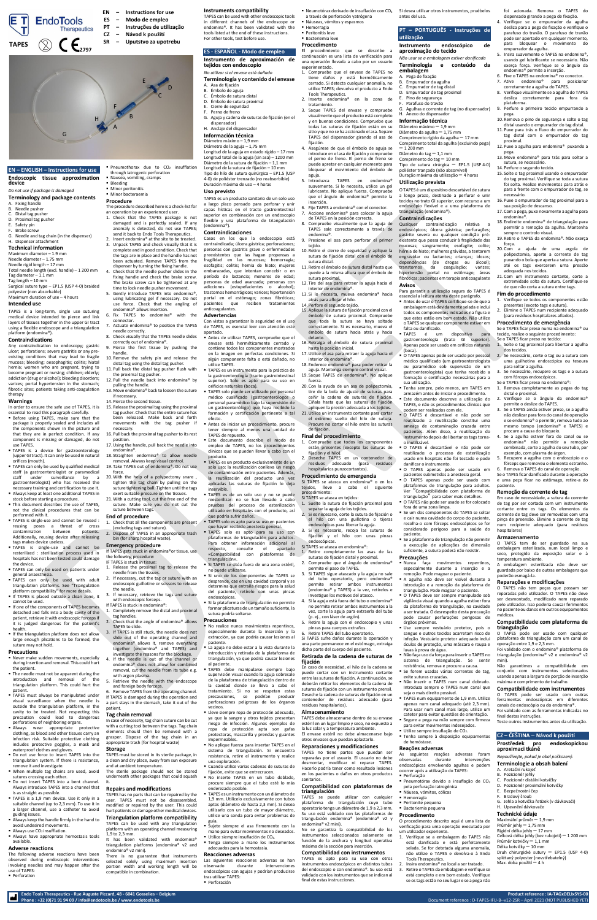EN – Instructions for use
ES – Modo de empleo
PT – Instruções de utilização
CZ – Návod k použití
SR – Uputstvo za upotrebu

TAPES

2797

## EN – ENGLISH – Instructions for use

### Endoscopic tissue approximation device

*Do not use if package is damaged*

### Terminology and package contents

A. Fixing handle
B. Needle pusher
C. Distal tag pusher
D. Proximal tag pusher
E. Safety pin
F. Brake screw
G. Needle and tag chain (in the dispenser)
H. Dispenser attachment

### Technical information

Maximum diameter – 1.9 mm
Needle diameter – 1.75 mm
Needle rigid length – 17 mm
Total needle length (excl. handle) – 1 200 mm
Tag diameter – 1.1 mm
Tag length – 10 mm
Surgical suture type – EP1.5 (USP 4-0) braided polyester (non-absorbable)
Maximum duration of use – 4 hours

### Intended use

TAPES is a long-term, single use suturing medical device intended to pierce and link layers of tissues together in the upper GI tract using a flexible endoscope and a triangulation platform (endomina®).

### Contraindications

Any contraindication to endoscopy; gastric ulcer; perforations; severe gastritis or any pre-existing conditions that may lead to fragile mucosa; bleeding; oesophagitis; colitis; hiatal hernia; women who are pregnant, trying to become pregnant or nursing; children; elderly; addiction (drug or alcohol); bleeding disorders; varices; portal hypertension in the stomach; fibrotic sites; patients taking anti-coagulation therapy

### Warnings

In order to ensure the safe use of TAPES, it is essential to read this paragraph carefully.

- Before using TAPES, make sure that the package is properly sealed and includes all the components shown in the picture and that they are in perfect condition. If any component is missing or damaged, do not use TAPES.
- TAPES is a device for gastroenterology (upper GI tract). It can only be used in natural orifices (mouth).
- TAPES can only be used by qualified medical staff (a gastroenterologist or paramedical staff under surveillance by a gastroenterologist) who have received the necessary training and certification to use it.
- Always keep at least one additional TAPES in stock before starting a procedure.
- This document describes the use of TAPES, not the clinical procedures that can be performed with it.
- TAPES is single-use and cannot be reused: reusing poses a threat of cross contamination between patients. Additionally, reusing device after releasing tags makes device useless.
- TAPES is single-use and cannot be resterilized : sterilization process used in hospitals has not been tested could damage the device.
- TAPES can only be used on patients under general anesthesia.
- TAPES can only be used with adult triangulation platforms. See "Triangulation platform compatibility" for more details.
- If TAPES is placed outside a clean zone, it cannot be used.
- If one of the components of TAPES becomes detached and falls into a body cavity of the patient, retrieve it with endoscopic forceps if it is judged dangerous for the patient's health.
- If the triangulation platform does not allow large enough plications to be formed, the suture may not hold.

### Precautions

- Never make sudden movements, especially during insertion and removal. This could hurt the patient.
- The needle must not be apparent during the introduction and removal of the triangulation platform. This could hurt the patient.
- TAPES must always be manipulated under visual surveillance when the needle is outside the triangulation platform, in the cavity to be treated. Not respecting this precaution could lead to dangerous perforations of neighboring organs.
- Always wear appropriate protective clothing, as blood and other tissues carry an infection risk. Suitable protective clothing includes protective goggles, a mask and waterproof clothes and gloves.
- Do not use force to insert TAPES into the triangulation system. If there is resistance, remove it and investigate.
- When multiple tag chains are used, avoid sutures crossing each other.
- Do not insert TAPES into a bent channel. Always introduce TAPES into a channel that is as straight as possible.
- TAPES is a 1,9 mm device. Use it only in a suitable channel (up to 2,3 mm). To use it in a larger channel, use a catheter to avoid guiding issues.
- Always keep the handle firmly in the hand to avoid undesired movements.
- Always use $CO_2$ insufflation.
- Always have appropriate hemostasis tools available.

### Adverse reactions

The following adverse reactions have been observed during endoscopic interventions involving needles and may happen after the use of TAPES:

- Perforation
- Pneumothorax due to $CO_2$ insufflation through iatrogenic perforation
- Nausea, vomiting, cramps
- Bleeding
- Minor peritonitis
- Minor bacteraemia

### Procedure

The procedure described here is a check-list for an operation by an experienced user.

1. Check that the TAPES package is not damaged and is perfectly sealed. If any anomaly is detected, do not use TAPES; send it back to Endo Tools Therapeutics.
2. Insert endomina® at the site to be treated.
3. Unpack TAPES and check visually that it is complete and in good condition. Check that the tags are in place and the handle has not been actuated. Remove TAPES from the dispenser by turning the fixing handle.
4. Check that the needle pusher slides in the fixing handle and check the brake screw. The brake screw can be tightened at any time to lock needle pusher movement.
5. Gently introduce TAPES into endomina®, using lubricating gel if necessary. Do not use force. Check that the angling of endomina® allows insertion.
6. Fix TAPES to endomina® with the connector.
7. Actuate endomina® to position the TAPES needle correctly.
8. Check visually that the TAPES needle slides correctly out of endomina®.
9. Pierce the first tissue by pushing the handle.
10. Remove the safety pin and release the distal tag using the distal tag pusher.
11. Pull back the distal tag pusher flush with the proximal tag pusher.
12. Pull the needle back into endomina® by pulling the handle.
13. Move endomina® back to loosen the suture if necessary.
14. Pierce the second tissue.
15. Release the proximal tag using the proximal tag pusher. Check that the entire suture has been released. Make back and forth movements with the tag pusher if necessary.
16. Pull back the proximal tag pusher to its rest position.
17. Using the handle, pull back the needle into endomina®.
18. Straighten endomina® to allow needle removal. Always keep visual control.
19. Take TAPES out of endomina®. Do not use force.
20. With the help of a polypectomy snare, tighten the tag chain by pulling on the suture tightening ball. Tighten until the tags exert suitable pressure on the tissues.
21. With a cutting tool, cut the free end of the suture. Make sure you do not cut the suture between tags.

### End of procedure

1. Check that all the components are present (excluding tags and suture).
2. Dispose of TAPES in an appropriate trash bin (for sharp hospital waste).

### Emergency procedure

If TAPES gets stuck in endomina® or tissue, use the following procedure:
If TAPES is stuck in tissue:

1. Release the proximal tag to release the needle from the tissues.
2. If necessary, cut the tag or suture with an endoscopic guillotine or scissors to release the needle.
3. If necessary, retrieve the tags and suture with endoscopic forceps.

If TAPES is stuck in endomina®:

1. Completely remove the distal and proximal tag handles.
2. Check that the angle of endomina® allows TAPES to slide.
3. If TAPES is still stuck, the needle does not slide out of the operating channel and endomina® allows it, remove everything together (endomina® and TAPES) and investigate the reasons for the blockage.
4. If the needle is out of the channel of endomina® does not allow for combined removal, cut the needle from its tube e.g. with argon plasma.
5. Retrieve the needle with the endoscope and foreign body forceps.
6. Remove TAPES from the operating channel.

If TAPES is damaged during the operation and a part stays in the stomach, take it out of the patient.

### Tag chain removal

In case of necessity, tag chain suture can be cut with a cutting tool between the tags. Tag chain elements should then be removed with a grasper. Dispose of the tag chain in an appropriate trash (for hospital waste)

### Storage

TAPES must be stored in its sterile package, in a clean and dry place, away from sun exposure and at ambient temperature.
The sterile package should not be stored underneath other packages that could squash it.

### Repairs and modifications

TAPES has no parts that can be repaired by the user. TAPES must not be disassembled, modified or repaired by the user. This could hurt patients or damage other medical devices.

### Triangulation platform compatibility

TAPES can be used with any triangulation platform with an operating channel measuring 1,9 to 2,3 mm.
It has been validated with endomina® triangulation platforms (endomina® v2 and endomina® v2 mini).
There is no guarantee that instruments selected solely using maximum insertion portion width and working length will be compatible in combination.

### Instruments compatibility

TAPES can be used with other endoscopic tools in different channels of the endoscope or endomina®. It has been validated with the tools listed at the end of the instructions. For other tools, test before use.

## ES - ESPAÑOL - Modo de empleo

### Instrumento de aproximación de tejidos con endoscopio

*No utilizar si el envase está dañado*

### Terminología y contenido del envase

A. Asa de fijación
B. Émbolo de aguja
C. Émbolo de sutura distal
D. Émbolo de sutura proximal
E. Cierre de seguridad
F. Perno de freno
G. Aguja y cadena de suturas de fijación (en el dispensador)
H. Anclaje del dispensador

### Información técnica

Diámetro máximo – 1,9 mm
Diámetro de la aguja – 1,75 mm
Longitud de la aguja en estado rígido – 17 mm
Longitud total de la aguja (sin asa) – 1200 mm
Diámetro de la sutura de fijación – 1,1 mm
Longitud de la sutura de fijación – 10 mm
Tipo de hilo de sutura quirúrgica – EP1.5 (USP 4-0) de poliéster trenzado (no reabsorbible)
Duración máxima de uso – 4 horas

### Uso previsto

TAPES es un producto sanitario de un solo uso a largo plazo pensado para perforar y unir capas físicas en el tracto gastrointestinal superior en combinación con un endoscopio flexible y una plataforma de triangulación (endomina®).

### Contraindicaciones

Casos en los que la endoscopia está contraindicada; úlcera gástrica; perforaciones; personas con gastritis grave o enfermedades preexistentes que las hagan propensas a fragilidad en las mucosas; hemorragia; esofagitis; colitis; hernia de hiato; mujeres embarazadas, que intentan concebir o en periodo de lactancia; menores de edad; personas de edad avanzada; personas con adicciones (estupefacientes o alcohol); trastornos hemorrágicos; varices; hipertensión portal en el estómago; zonas fibróticas; pacientes que reciben tratamientos anticoagulantes.

### Advertencias

Con vistas a garantizar la seguridad en el uso de TAPES, es esencial leer con atención este apartado.

- Antes de utilizar TAPES, compruebe que el envase está herméticamente cerrado y contiene todos los componentes mostrados en la imagen en perfectas condiciones. Si algún componente falta o está dañado, no utilice TAPES.
- TAPES es un instrumento para la práctica de la gastroenterología (tracto gastrointestinal superior). Solo es apto para su uso en orificios naturales (boca).
- TAPES solo puede ser utilizado por personal médico cualificado (gastroenterólogos o personal paramédico bajo la supervisión de un gastroenterólogo) que haya recibido la formación y certificación pertinente a tal efecto.
- Antes de iniciar un procedimiento, procure tener siempre al menos una unidad de TAPES de repuesto.
- Este documento describe el modo de empleo de TAPES, no los procedimientos clínicos que se pueden llevar a cabo con el producto.
- TAPES es un producto exclusivamente de un solo uso: la reutilización conlleva un riesgo de contaminación entre pacientes. Además, la reutilización del producto una vez aplicadas las suturas de fijación lo deja inservible.
- TAPES es de un solo uso y no se puede reesterilizar: no se han llevado a cabo pruebas del proceso de esterilización utilizado en hospitales con el producto, así que podría sufrir daños.
- TAPES solo es apto para su uso en pacientes que hayan recibido anestesia general.
- TAPES solo es apto para su uso con plataformas de triangulación para adultos. Para obtener información adicional al respecto, consulte el apartado «Compatibilidad con plataformas de triangulación».
- Si TAPES se sitúa fuera de una zona estéril, no puede utilizarse.
- Si uno de los componentes de TAPES se desprende y cae en una cavidad corporal y se determina que entraña riesgos para la salud del paciente, retírelo con unas pinzas endoscópicas.
- Si la plataforma de triangulación no permite formar plicaturas de un tamaño suficiente, la sutura podría soltarse.

### Precauciones

- No realice nunca movimientos repentinos, especialmente durante la inserción y la extracción, ya que podría causar lesiones al paciente.
- La aguja no debe estar a la vista durante la introducción y retirada de la plataforma de triangulación, ya que podría causar lesiones al paciente.
- TAPES debe manipularse siempre bajo supervisión visual cuando la aguja sobresale de la plataforma de triangulación dentro de la cavidad donde se lleva a cabo el tratamiento. Si no se respetan estas precauciones, se podrían producir perforaciones peligrosas de los órganos vecinos.
- Lleve siempre ropa de protección adecuada, ya que la sangre y otros tejidos presentan riesgo de infección. Algunos ejemplos de ropa de protección apta son gafas protectoras, mascarilla y prendas y guantes impermeables.
- No aplique fuerza para insertar TAPES en el sistema de triangulación. Si encuentra resistencia, retire el instrumento y realice una exploración.
- Cuando utilice varias cadenas de suturas de fijación, evite que se entrecrucen.
- No inserte TAPES en un tubo doblado, procure siempre que el tubo esté lo más enderezado posible.
- TAPES es un instrumento con un diámetro de 1,9 mm. Utilícelo exclusivamente con tubos aptos (diámetro de hasta 2,3 mm). Si desea utilizarlo con un tubo de mayor diámetro, utilice una sonda para evitar problemas de guía.
- Sujete siempre el asa firmemente con la mano para evitar movimientos no deseados.
- Utilice siempre insuflación de $CO_2$.
- Tenga siempre a mano los instrumentos adecuados para la hemostasia.

### Reacciones adversas

Las siguientes reacciones adversas se han observado durante intervenciones endoscópicas con agujas y podrían producirse tras utilizar TAPES:

- Perforación
- Neumotórax derivado de insuflación con $CO_2$ a través de perforación yatrógena
- Náuseas, vómitos y espasmos
- Hemorragia
- Peritonitis leve
- Bacteriemia leve

### Procedimiento

El procedimiento que se describe a continuación es una lista de verificación para una operación llevada a cabo por un usuario experimentado.

1. Compruebe que el envase de TAPES no tiene daños y está herméticamente cerrado. Si detecta cualquier anomalía, no utilice TAPES; devuelva el producto a Endo Tools Therapeutics.
2. Inserte endomina® en la zona de tratamiento.
3. Saque TAPES del envase y compruebe visualmente que el producto está completo y en buenas condiciones. Compruebe que todas las suturas de fijación están en su sitio y que no se ha accionado el asa. Separe TAPES del dispensador girando el asa de fijación.
4. Asegúrese de que el émbolo de aguja se introduce en el asa de fijación y compruebe el perno de freno. El perno de freno se puede apretar en cualquier momento para bloquear el movimiento del émbolo de aguja.
5. Introduzca TAPES en endomina® suavemente. Si lo necesita, utilice un gel lubricante. No aplique fuerza. Compruebe que el ángulo de endomina® permite la inserción.
6. Fije TAPES a endomina® con el conector.
7. Accione endomina® para colocar la aguja de TAPES en la posición correcta.
8. Compruebe visualmente que la aguja de TAPES sale correctamente a través de endomina®.
9. Presione el asa para perforar el primer tejido.
10. Retire el cierre de seguridad y aplique la sutura de fijación distal con el émbolo de sutura distal.
11. Retire el émbolo de sutura distal hasta que quede a la misma altura que el émbolo de sutura proximal.
12. Tire del asa para retraer la aguja hacia el interior de endomina®.
13. Si lo necesita, mueva endomina® hacia atrás para aflojar el hilo.
14. Perfore el segundo tejido.
15. Aplique la sutura de fijación proximal con el émbolo de sutura proximal. Compruebe que toda la sutura se haya soltado correctamente. Si es necesario, mueva el émbolo de sutura hacia atrás y hacia delante.
16. Retraiga el émbolo de sutura proximal hasta la posición inicial.
17. Utilice el asa para retraer la aguja hacia el interior de endomina®.
18. Enderece endomina® para poder retirar la aguja. Mantenga siempre control visual.
19. Saque TAPES de endomina®. No aplique fuerza.
20. Con la ayuda de un asa de polipectomía, tire de la bola de ajuste de suturas para cerrar la cadena de suturas de fijación. Cíñala hasta que las suturas de fijación apliquen la presión adecuada a los tejidos.
21. Utilice un instrumento cortante para cortar el extremo suelto del hilo de sutura. Procure no cortar el hilo entre las suturas de fijación.

### Final del procedimiento

1. Compruebe que todos los componentes estén presentes (excepto las suturas de fijación y el hilo).
2. Deseche TAPES en un contenedor de residuos adecuado (para residuos hospitalarios punzocortantes).

### Procedimiento de emergencia

Si TAPES se atasca en endomina® o en los tejidos, lleve a cabo el siguiente procedimiento:
Si TAPES se atasca en tejidos:

1. Suelte la sutura de fijación proximal para separar la aguja de los tejidos.
2. Si es necesario, corte la sutura de fijación o el hilo con una guillotina o tijeras endoscópicas para liberar la aguja.
3. Si es necesario, recoja las suturas de fijación y el hilo con unas pinzas endoscópicas.

Si TAPES se atasca en endomina®:

1. Retire completamente las asas de las suturas de fijación distal y proximal.
2. Compruebe que el ángulo de endomina® permite el paso de TAPES.
3. Si TAPES sigue atascado y la aguja no sale del tubo operatorio, pero endomina® permite retirar ambos instrumentos (endomina® y TAPES) a la vez, retírelos e investigue los motivos del atasco.
4. Si la aguja está fuera del tubo e endomina® no permite retirar ambos instrumentos a la vez, corte la aguja para extraerla del tubo (p. ej., con láser de argón).
5. Retire la aguja con el endoscopio y unas pinzas para cuerpos extraños.
6. Retire TAPES del tubo operatorio.

Si TAPES sufre daños durante la operación y una parte permanece en el estómago, extraiga dicha parte del cuerpo del paciente.

### Retirada de la cadena de suturas de fijación

En caso de necesidad, el hilo de la cadena se puede cortar con un instrumento cortante entre las suturas de fijación. A continuación, se deberán retirar los elementos de la cadena de suturas de fijación con un instrumento prensil. Deseche la cadena de suturas de fijación en un contenedor de residuos adecuado (para residuos hospitalarios).

### Almacenamiento

TAPES debe almacenarse dentro de su envase estéril en un lugar limpio y seco, no expuesto a la luz solar y a temperatura ambiente.
El envase estéril no debe almacenarse bajo otros envases que puedan aplastarlo.

### Reparaciones y modificaciones

TAPES no tiene partes que puedan ser reparadas por el usuario. El usuario no debe desmontar, modificar ni reparar TAPES. Hacerlo podría tener como resultado lesiones en los pacientes o daños en otros productos sanitarios.

### Compatibilidad con plataformas de triangulación

TAPES se puede utilizar con cualquier plataforma de triangulación cuyo tubo operatorio tenga un diámetro de 1,9 a 2,3 mm. Su uso está validado con las plataformas de triangulación endomina® (endomina® v2 y endomina® v2 mini).
No se garantiza la compatibilidad de los instrumentos seleccionados solamente en función de la anchura y longitud operativa máxima de la sección para inserción.

### Compatibilidad con instrumentos

TAPES es apto para su uso con otros instrumentos endoscópicos en distintos tubos del endoscopio o con endomina®. Su uso está validado con los instrumentos que se indican al final de estas instrucciones.
Si desea utilizar otros instrumentos, pruébelos antes del uso.

## PT – PORTUGUÊS - Instruções de utilização

### Instrumento endoscópico de aproximação do tecido

*Não usar se a embalagem estiver danificada*

### Terminologia e conteúdo da embalagem

A. Pega de fixação
B. Empurrador da agulha
C. Empurrador da tag distal
D. Empurrador da tag proximal
E. Pino de segurança
F. Parafuso do travão
G. Agulhas e corrente de tag (no dispensador)
H. Anexo do dispensador

### Informação técnica

Diâmetro máximo – 1,9 mm
Diâmetro da agulha – 1,75 mm
Comprimento rígido da agulha – 17 mm
Comprimento total da agulha (excluindo pega) – 1 200 mm
Diâmetro da tag – 1,1 mm
Comprimento da tag – 10 mm
Tipo de sutura cirúrgica – EP1.5 (USP 4-0) poliéster trançado (não absorvível)
Duração máxima da utilização – 4 horas

### Utilização prevista

O TAPES é um dispositivo descartável de sutura a longo prazo, destinado a perfurar e unir tecidos no trato GI superior, com recurso a um endoscópio flexível e a uma plataforma de triangulação (endomina®).

### Contraindicações

Qualquer contraindicação relativa a endoscopias; úlcera gástrica; perfurações; gastrite severa ou qualquer condição pré-existente que possa conduzir à fragilidade das mucosas; sangramento; esofagite; colite; hérnia de hiato; mulheres grávidas, a tentarem engravidar ou lactantes; crianças; idosos; dependências (de drogas ou álcool); transtornos da coagulação; varizes; hipertensão portal no estômago; áreas fibróticas; pacientes em terapia anticoagulante

### Avisos

Para garantir a utilização segura do TAPES é essencial a leitura atenta deste parágrafo.

- Antes de usar o TAPES certifique-se de que a embalagem está devidamente selada e inclui todos os componentes indicados na figura e que estes estão em bom estado. Não utilize o TAPES se qualquer componente estiver em falta ou danificado.
- TAPES é um dispositivo para gastroenterologia (trato GI superior). Apenas pode ser usado em orifícios naturais (boca).
- O TAPES apenas pode ser usado por pessoal médico qualificado (um gastroenterologista ou paramédico sob supervisão de um gastroenterologista) que tenha recebido a formação e certificação necessárias para a sua utilização.
- Tenha sempre, pelo menos, um TAPES em armazém antes de iniciar o procedimento.
- Este documento descreve a utilização do TAPES, e não os procedimentos clínicos que podem ser realizados com ele.
- O TAPES é descartável e não pode ser reutilizado: a reutilização constitui uma ameaça de contaminação cruzada entre pacientes. Além disso, a reutilização do instrumento depois de libertar os tags torna-o inutilizável.
- O TAPES é descartável e não pode ser reesterilizado: o processo de esterilização usado em hospitais não foi testado e pode danificar o instrumento.
- O TAPES apenas pode ser usado em pacientes submetidos a anestesia geral.
- O TAPES apenas pode ser usado com plataformas de triangulação para adultos. Ver "Compatibilidade com plataforma de triangulação" para saber mais detalhes.
- O TAPES não pode ser usado se for colocado fora de uma zona limpa.
- Se um dos componentes do TAPES se soltar e cair numa cavidade do corpo do paciente, recolha-o com fórceps endoscópicos se for considerado perigoso para a saúde do paciente.
- Se a plataforma de triangulação não permitir a execução de aplicações de dimensão suficiente, a sutura poderá não resistir.

### Precauções

- Nunca faça movimentos repentinos, especialmente durante a inserção e a remoção. Pode magoar o paciente.
- A agulha não deve ser visível durante a introdução e a remoção da plataforma de triangulação. Pode magoar o paciente.
- O TAPES deve ser sempre manipulado sob vigilância visual quando a agulha estiver fora da plataforma de triangulação, na cavidade a ser tratada. O desrespeito desta precaução pode causar perfurações perigosas de órgãos próximos.
- Use sempre vestuário protetor, pois o sangue e outros tecidos acarretam risco de infeção. Vestuário protetor adequado inclui óculos de proteção, uma máscara e roupa e luvas à prova de água.
- Não faça uso de força para inserir o TAPES no sistema de triangulação. Se sentir resistência, remova e procure a causa.
- Se forem usadas várias correntes de tag, evite suturas cruzadas.
- Não inserir o TAPES num canal dobrado. Introduza sempre o TAPES num canal que seja o mais direito possível.
- TAPES num equipamento de 1,9 mm. Utilize apenas num canal adequado (até 2,3 mm). Para usar num canal mais largo, utilize um cateter para evitar questões de orientação.
- Segure a pega na mão sempre com firmeza para evitar movimentos indesejados.
- Utilize sempre insuflação de $CO_2$.
- Tenha sempre à disposição equipamentos de hemóstase.

### Reações adversas

As seguintes reações adversas foram observadas durante intervenções endoscópicas envolvendo agulhas e podem ocorrer após a utilização do TAPES:

- Perfuração
- Pneumotórax devido a insuflação de $CO_2$ pela perfuração iatrogénica
- Náusea, vómitos, cólicas
- Hemorragia
- Peritonite pequena
- Bacteriemia pequena

### Procedimento

O procedimento descrito aqui é uma lista de verificação para uma operação executada por um utilizador experiente.

1. Verifique se a embalagem do TAPES não está danificada e está perfeitamente selada. Se for detetada alguma anomalia, não utilize o TAPES e devolva-o à Endo Tools Therapeutics.
2. Insira o endomina® no local a ser tratado.
3. Retire o TAPES da embalagem e verifique se está completo e em bom estado. Verifique se os tags estão no seu lugar e se a pega não foi acionada. Remova o TAPES do dispensador girando a pega de fixação.
4. Verifique se o empurrador da agulha desliza para a pega de fixação e verifique o parafuso do travão. O parafuso de travão pode ser apertado em qualquer momento, para bloquear o movimento do empurrador da agulha.
5. Insira suavemente o TAPES na endomina®, usando gel lubrificante se necessário. Não exerça força. Verifique se o ângulo da endomina® permite a inserção.
6. Fixe o TAPES na endomina® no conector.
7. Ative endomina® para posicionar corretamente a agulha do TAPES.
8. Verifique visualmente se a agulha do TAPES desliza corretamente para fora da plataforma.
9. Perfure o primeiro tecido empurrando a pega.
10. Remova o pino de segurança e solte o tag distal usando o empurrador do tag distal.
11. Puxe para trás o fluxo do empurrador do tag distal com o empurrador do tag proximal.
12. Puxe a agulha para endomina® puxando a pega.
13. Move endomina® para trás para soltar a sutura, se necessário.
14. Perfure o segundo tecido.
15. Solte o tag proximal usando o empurrador do tag proximal. Verifique se toda a sutura foi solta. Realize movimentos para atrás e para a frente com o empurrador de tag, se necessário.
16. Puxe o empurrador do tag proximal para a sua posição de descanso.
17. Com a pega, puxe novamente a agulha para endomina®.
18. Endireite endomina® de triangulação para permitir a remoção da agulha. Mantenha sempre o controlo visual.
19. Retire o TAPES da endomina®. Não exerça força.
20. Com a ajuda de uma argola de polipectomia, aperte a corrente de tag puxando o bola que aperta a sutura. Aperte até os tags exercerem uma pressão adequada nos tecidos.
21. Com um instrumento cortante, corte a extremidade solta da sutura. Certifique-se de que não corta a sutura entre tags.

### Fim do procedimento

1. Verifique se todos os componentes estão presentes (exceto tags e sutura).
2. Elimine o TAPES num recipiente adequado (para resíduos hospitalares afiados).

### Procedimento de emergência

Se o TAPES ficar preso numa na endomina® ou tecido, realize o seguinte procedimento:
Se o TAPES ficar preso no tecido:

1. Solte o tag proximal para libertar a agulha dos tecidos.
2. Se necessário, corte o tag ou a sutura com uma guilhotina endoscópica ou tesoura para soltar a agulha.
3. Se necessário, recupere os tags e a sutura com fórceps endoscópicos.

Se o TAPES ficar preso na endomina®:

1. Remova completamente as pegas do tag distal e proximal.
2. Verifique se o ângulo da endomina® permite o deslize do TAPES.
3. Se o TAPES ainda estiver preso, se a agulha não deslizar para fora do canal de operação e se endomina® o permitir, remova tudo ao mesmo tempo (endomina® e TAPES) e procure a causa do bloqueio.
4. Se a agulha estiver fora do canal ou se endomina® não permitir a remoção combinada, corte a agulha do seu tubo, por exemplo, com plasma de árgon.
5. Recupere a agulha com o endoscópio e o fórceps que removeu o elemento estranho.
6. Remova o TAPES do canal de operação.

Se o TAPES ficar danificado durante a operação e uma peça ficar no estômago, retire-a do paciente.

### Remoção da corrente de tag

Em caso de necessidade, a sutura da corrente de tag por ser cortada com um instrumento cortante entre os tags. Os elementos da corrente de tag deve ser removidos com uma pinça de preensão. Elimine a corrente de tag num recipiente adequado (para resíduos hospitalares)

### Armazenamento

O TAPES tem de ser guardado na sua embalagem esterilizada, num local limpo e seco, protegido da exposição solar e à temperatura ambiente.
A embalagem esterilizada não deve ser guardada por baixo de outras embalagens que poderão esmagá-la.

### Reparações e modificações

O TAPES não tem peças que possam ser reparadas pelo utilizador. O TAPES não deve ser desmontado, modificado nem reparado pelo utilizador. Isso poderia causar ferimentos no paciente ou danos em outros equipamentos médicos.

### Compatibilidade com plataforma de triangulação

O TAPES pode ser usado com qualquer plataforma de triangulação com um canal de operação entre 1,9 e 2,3 mm.
Foi validado com o endomina® plataforma de triangulação (endomina® v2 e endomina® v2 mini).
Não garantimos a compatibilidade em conjunto com instrumentos selecionados usando apenas a largura da porção de inserção máxima e comprimento de trabalho.

### Compatibilidade com instrumentos

O TAPES pode ser usado com outras ferramentas endoscópicas em diferentes canais do endoscópio ou do endomina®.
Foi validado com as ferramentas indicadas no final destas instruções.
Teste outros instrumentos antes da utilização.

## CZ – ČEŠTINA – Návod k použití

### Prostředek pro endoskopickou aproximaci tkáně

*Nepoužívejte, pokud je obal poškozený.*

### Terminologie a obsah balení

A. Aretační rukojeť
B. Posicionér jehly
C. Posicionér distální kotvičky
D. Posicionér proximální kotvičky
E. Bezpečnostní čep
F. Brzdový šroub
G. Jehla a kotvička řetízek (v dávkovači)
H. Upevnění dávkovače

### Technické údaje

Maximální průměr – 1,9 mm
Průměr jehly – 1,75 mm
Rigidní délka jehly – 17 mm
Celková délka jehly (bez rukojeti) – 1 200 mm
Průměr kotvičky – 1,1 mm
Délka kotvičky – 10 mm
Druh chirurgické sutury – EP1.5 (USP 4-0) splétaný polyester (nevstřebatelný)
Max. doba použití – 4 h

Endo Tools Therapeutics • Rue Auguste Piccard, 48 - 6041 Gosselies – Belgium
Phone : +32 (0)71 91 94 09 / info@endotools.be / www.endotools.be
Product reference : IA-TAGxDELxSYS-00
Document reference : D-TAPES-IFU-B--v12 -2SR – April 2021 (NOT PUBLISHED YET)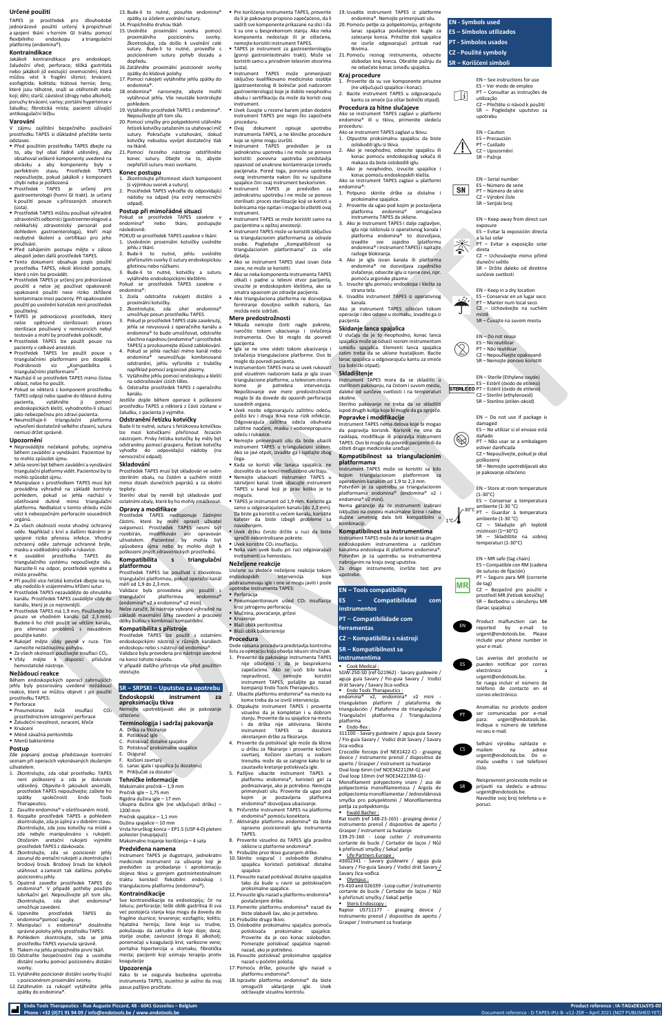## Určené použití

TAPES je prostředek pro dlouhodobé jednorázové použití určený k propichnutí a spojení tkání v horním GI traktu pomocí flexibilního endoskopu a triangulační platformy (endomina®).

## Kontraindikace

Jakákoli kontraindikace pro endoskopii; žaludeční vřed; perforace; těžká gastritida nebo jakákoli již existující onemocnění, která můžou vést k těžkým ztrátám krve; ezofagitida; kolitida; hiátová hernie; ženy, které jsou těhotné, snaží se otěhotnět nebo kojí; děti; stavy, zvyšující riziko krvácení; poruchy krvácení; varixy; portální hypertenze v žaludku; fibrotická místa; pacienti užívající antikoagulační léčbu

## Varování

V zájmu zajištění bezpečného používání prostředku TAPES si důkladně přečtěte tento odstavec.

- Před použitím prostředku TAPES dbejte na to, aby byl obal řádně utěsněný, aby obsahoval veškeré komponenty uvedené na obrázku a aby komponenty byly v perfektním stavu. Prostředek TAPES nepoužívejte, pokud jakákoli z komponent chybí nebo je poškozená.
- Prostředek TAPES je určený pro gastroenterologii (horní GI trakt). Je určený k použití pouze v přirozených otvorech (ústa).
- Prostředek TAPES můžou používat vyhradně zdravotničtí odborníci (gastroenterologové a nelékařský zdravotnický personál pod dohledem gastroenterologa), kteří mají nezbytné školení a certifikaci pro jeho používání.
- Před zahájením postupu mějte v záloze alespoň jeden další prostředek TAPES.
- Tento dokument obsahuje popis použití prostředku TAPES, nikoli klinické postupy, které s ním lze provádět.
- Prostředek TAPES je určený pro jednorázové použití a nelze jej používat opakovaně: opakované použití nese riziko zkřížené kontaminace mezi pacienty. Při opakovaném použití po uvolnění kotviček není prostředek použitelný.
- TAPES je jednorázový prostředek, který nelze opětovně sterilizovat: proces sterilizace používaný v nemocnicích nebyl testován a mohl by prostředek poškodit.
- Prostředek TAPES lze použít pouze na pacienty v celkové anestezii.
- Prostředek TAPES lze použít pouze s triangulačními platformami pro dospělé. Podrobnosti viz „Kompatibilita s triangulačními platformami".
- Nachází-li se prostředek TAPES mimo čistou oblast, nelze ho použít.
- Pokud se některá z komponent prostředku TAPES odpojí nebo spadne do tělesné dutiny pacienta, vytáhněte ji pomocí endoskopických kleští, vyhodnotíte-li ji jako nebezpečnou pro zdraví pacienta.
- Neumožňuje-li triangulační platforma vytvoření dostatečně velkého zřasení, sutura nemusí držet správně.

## Upozornění

- Neprovádějte nečekané pohyby, zejména během zavádění a vyndávání. Pacientovi by to mohlo způsobit újmu.
- Jehla nesmí být během zavádění a vyndávání triangulační platformy vidět. Pacientovi by to mohlo způsobit újmu.
- Manipulace s prostředkem TAPES musí být prováděna výhradně na základě kontroly pohledem, pokud se jehla nachází v ošetřované dutině mimo triangulační platformu. Nedbalost v tomto ohledu může vést k nebezpečným perforacím sousedních orgánů.
- Za všech okolností noste vhodný ochranný oděv. Nepříklad s krví a dalšími tkáněmi je spojené riziko přenosu infekcí. Vhodný ochranný oděv zahrnuje ochranné brýle, masku a voděodolný oděv a rukavice.
- K zavádění prostředku TAPES do triangulačního systému nepoužívejte sílu. Narazíte-li na odpor, prostředek vyjměte a místo prověřte.
- Při použití více řetízků kotviček dbejte na to, aby nedošlo k vzájemnému křížení sutur.
- Prostředek TAPES nezavádějte do ohnutého kanálu. Prostředek TAPES zavádějte vždy do kanálu, který je co nejpřímější.
- Prostředek TAPES má 1,9 mm. Používejte ho pouze ve vhodném kanálu (až 2,3 mm). Budete-li ho chtít použít ve větším kanálu, pro eliminaci problémů s navedením použijte katétr.
- Rukojeť mějte vždy pevně v ruce. Tím zamezíte nežádoucímu pohybu.
- Za všech okolností používejte insuflaci $CO_2$.
- Vždy mějte k dispozici příslušné hemostatické nástroje.

## Nežádoucí reakce

Během endoskopických operací zahrnujících jehly byly pozorovány uvedené nežádoucí reakce, které se můžou objevit i po použití prostředku TAPES:

- Perforace
- Pneumotorex kvůli insuflaci $CO_2$ prostřednictvím iatrogenní perforace
- Žaludeční nevolnost, zvracení, křeče
- Krvácení
- Méně závažná peritonitida
- Menší bakteriemie

## Postup

Zde popsaný postup představuje kontrolní seznam při operacích vykonávaných zkušeným uživatelem.

1. Zkontrolujte, zda obal prostředku TAPES není poškozený a zda je dokonale utěsněný. Objevíte-li jakoukoli anomálii, prostředek TAPES nepoužívejte; zašlete ho zpátky společnosti Endo Tools Therapeutics.
2. Zasuňte endomina® v ošetřovaném místě.
3. Rozbalte prostředek TAPES a pohledem zkontrolujte, zda je úplný a v dobrém stavu. Zkontrolujte, zda jsou kotvičky na místě a zda nebylo manipulováno s rukojetí. Otočením aretační rukojeti vyjměte prostředek TAPES z dávkovače.
4. Zkontrolujte, zda se pozicionér jehly zasunul do aretační rukojeti a zkontrolujte i brzdový šroub. Brzdový šroub lze kdykoli utáhnout a zamezit tak dalšímu pohybu pozicionéru jehly.
5. Opatrně zaveďte prostředek TAPES do endomina®. V případě potřeby použijte lubrikační gel. Nepoužívejte při tom sílu. Zkontrolujte, zda úhel endomina® umožňuje zavedení.
6. Upevněte prostředek TAPES do endomina® pomocí spojky.
7. Manipulací s endomina® dosáhněte správné polohy jehly prostředku TAPES.
8. Pohledem zkontrolujte, zda se jehla prostředku TAPES vysunula správně.
9. Tlakem na jehlu propíchněte první tkáň.
10. Odtáhněte bezpečnostní čep a uvolněte distální svorku pomocí pozicionéru distální svorky.
11. Vytáhněte pozicionér distální svorky tak, aby lícoval s pozicionérem proximální svorky.
12. Zatáhnutím za rukojeť vytáhněte jehlu zpátky do endomina®.
13. Bude-li to nutné, posuňte endomina® zpátky za účelem uvolnění sutury.
14. Propíchněte druhou tkáň.
15. Uvolněte proximální svorku pomocí pozicionéru proximální svorky. Zkontrolujte, zda došlo k uvolnění celé sutury. Bude-li to nutné, proveďte s pozicionérem svorky pohyb dozadu a dopředu.
16. Zatáhněte proximální pozicionér svorky zpátky do klidové polohy.
17. Pomocí rukojeti vytáhněte jehlu zpátky do endomina®.
18. endomina® narovnejte, abyste mohli vytáhnout jehlu. Vše neustále kontrolujte pohledem.
19. Vytáhněte prostředek TAPES z endomina®. Nepoužívejte při tom sílu.
20. Pomocí smyčky pro polypektomii utáhněte řetízek kotviček zatažením za uzlovací míček sutury. Pokračujte v utahování, dokud kotvičky nebudou vyvíjet dostatečný tlak na tkáně.
21. Pomocí řezného nástroje odstřihněte konec sutury. Dbejte na to, abyste nepřeřízli suturu mezi svorkami.

## Konec postupu

1. Zkontrolujte přítomnost všech komponent (s výjimkou svorek a sutury).
2. Prostředek TAPES vyhoďte do odpovídající nádoby na odpad (na ostrý nemocniční odpad).

## Postup při mimořádné situaci

Pokud se prostředek TAPES zasekne v endomina® nebo tkáni, postupujte následovně:

POKUD se prostředek TAPES zasekne v tkáni:

1. Uvolněním proximální kotvičky uvolněte jehlu z tkání.
2. Bude-li to nutné, jehlu uvolněte přeříznutím svorky či sutury endoskopickou gilotinou nebo nůžkami.
3. Bude-li to nutné, kotvičky a suturu vytáhněte endoskopickými kleštěmi.

Pokud se prostředek TAPES zasekne v endomina®:

1. Zcela odstraňte rukojeti distální a proximální kotvičky.
2. Zkontrolujte, zda úhel endomina® umožňuje posun prostředku TAPES.
3. Pokud je prostředek TAPES stále zaseknutý, jehla se nevysouvá z operačního kanálu a endomina® to bude umožňovat, odstraňte všechno najednou (endomina® i prostředek TAPES) a proveďte důkladné zhodnocení.
4. Pokud se jehla nachází mimo kanál nebo endomina® neumožňuje kombinované odstranění, jehlu vyřízněte z trubičky například pomocí argonové plazmy.
5. Vytáhněte jehlu pomocí endoskopu a kleští na odstraňování cizích těles.
6. Odstraňte prostředek TAPES z operačního kanálu.

Jestliže dojde během operace k poškození prostředku TAPES a některá z částí zůstane v žaludku, z pacienta ji vyjměte.

## Odstranění řetízku kotviček

Bude-li to nutné, suturu s řetízkovou kotvičkou lze mezi kotvičkami přeříznout řezacím nástrojem. Prvky řetízku kotviček by měly být odstraněny pomocí grasperu. Řetízek kotviček vyhoďte do odpovídající nádoby (na nemocniční odpad).

## Skladování

Prostředek TAPES musí být skladován ve svém sterilním obalu, na čistém a suchém místě mimo dosah slunečních paprsků a za okolní teploty.

Sterilní obal by neměl být skladován pod ostatními obaly, které by ho mohly zmáčknout.

## Opravy a modifikace

Prostředek TAPES nedisponuje žádnými částmi, které by mohl opravit uživatel svépomocí. Prostředek TAPES nesmí být rozebírán, modifikován ani opravován uživatelem. Pacientovi by mohla být způsobena újma nebo by mohlo dojít k poškození jiných zdravotnických prostředků.

## Kompatibilita s triangulační platformou

Prostředek TAPES lze používat s libovolnou triangulační platformou, pokud operační kanál měří od 1,9 do 2,3 mm.

Validace byla provedena pro použití s triangulační platformou endomina® (endomina® v2 a endomina® v2 mini).

Nelze zaručit, že nástroje vybrané výhradně na základě maximální šířky uvedení a pracovní délky budou v kombinaci kompatibilní.

## Kompatibilita s přístroje

Prostředek TAPES lze použít s ostatními endoskopickými nástroji v různých kanálech endoskopu nebo v nástroji od endomina®.

Validace byla provedena pro nástroje uvedené na konci tohoto návodu.

V případě dalšího přístroje vše před použitím otestujte.

# SR – SRPSKI – Uputstvo za upotrebu

## Endoskopski instrument za aproksimaciju tkiva

Nemojte upotrebljavati ako je pakovanje oštećeno

## Terminologija i sadržaj pakovanja

A. Drška za fiksiranje
B. Potiskivač igle
C. Potiskivač distalne spajalice
D. Potiskivač proksimalne spajalice
E. Osigurač
F. Kočioni zavrtanj
G. Lanac igala i spajalica (u dozatoru)
H. Priključak za dozator

## Tehničke informacije

Maksimalni prečnik – 1,9 mm
Prečnik igle – 1,75 mm
Radna dužina igle – 17 mm
Ukupna dužina igle (ne uključujući dršku) – 1200 mm
Prečnik spajalice – 1,1 mm
Dužina spajalice – 10 mm
Vrsta hirurškog konca – EP1.5 (USP 4-0) pleteni poliester (neupijajući)
Maksimalno trajanje korišćenja – 4 sata

## Predviđena namena

Instrument TAPES je dugotrajni, jednokratni medicinski instrument za ušivanje koji je predviđen za probadanje i aproksimaciju slojeva tkiva u gornjem gastrointestinalnom traktu korišćenjem fleksibilnog endoskopa i triangulacione platforme (endomina®).

## Kontraindikacije

Sve kontraindikacije na endoskopiju; čir na želucu; perforacija; teški oblik gastritisa ili sva već postojeća stanja koja mogu da dovedu do fragilne sluznice; krvarenje; ezofagitis; kolitis; hijatalna hernija; žene koje su trudne, pokušavaju da zatrudne ili koje doje; deca; stanja sa visokim rizikom od krvarenja; poremećaji u koagulaciji krvi; varikozne vene; portalna hipertenzija u stomaku; fibrotična mesta; pacijenti koji uzimaju terapiju protiv koagulacije

## Upozorenja

Kako bi se osigurala bezbedna upotreba instrumenta TAPES, izuzetno je važno da ovaj pasus pažljivo pročitate.

- Pre korišćenja instrumenta TAPES, proverite da li je pakovanje propisno zapečaćeno, da li sadrži sve komponente prikazane na slici i da li su one u besprekornom stanju. Ako neka komponenta nedostaje ili je oštećena, nemojte koristiti instrument TAPES.
- TAPES je instrument za gastroenterologiju (gornji gastrointestinalni trakt). Može se koristiti samo u prirodnim telesnim otvorima (usta).
- Instrument TAPES može primenjivati isključivo kvalifikovano medicinsko osoblje (gastroenterolog ili bolničar pod nadzorom gastroenterologa) koje je dobilo neophodnu obuku i sertifikaciju da može da koristi ovaj instrument.
- Uvek čuvajte u rezervi barem jedan dodatni instrument TAPES pre nego što započnete proceduru.
- Ovaj dokument opisuje upotrebu instrumenta TAPES, a ne kliničke procedure koje se njime mogu izvršiti.
- Instrument TAPES predviđen je za jednokratnu upotrebu i ne može se ponovo koristiti: ponovna upotreba predstavlja opasnost od unakrsne kontaminacije između pacijenata. Pored toga, ponovna upotreba ovog instrumenta nakon što su ispuštene spajalice čini ovaj instrument beskorisnim.
- Instrument TAPES je predviđen za jednokratnu upotrebu i ne može se ponovo sterilisati: proces sterilizacije koji se koristi u bolnicama nije ispitan i mogao bi oštetiti ovaj instrument.
- Instrument TAPES se može koristiti samo na pacijentima u opštoj anesteziji.
- Instrument TAPES može se koristiti isključivo sa triangulacionim platformama za odrasle osobe. Pogledajte „Kompatibilnost sa triangulacionim platformama" za više detalja.
- Ako se instrument TAPES stavi izvan čiste zone, ne može se koristiti.
- Ako se neka komponenta instrumenta TAPES otkači i padne u telesni otvor pacijenta, izvucite je endoskopskim kleštima, ako se smatra opasnom po zdravlje pacijenta.
- Ako triangulaciona platforma ne dozvoljava formiranje dovoljno velikih nabora, šav možda neće izdržati.

## Mere predostrožnosti

- Nikada nemojte činiti nagle pokrete, naročito tokom ubacivanja i izvlačenja instrumenta. Ovo bi moglo da povredi pacijenta.
- Igla se ne sme videti tokom ubacivanja i izvlačenja triangulacione platforme. Ovo bi moglo da povredi pacijenta.
- Instrumentom TAPES mora se uvek rukovati pod vizuelnim nadzorom kada je igla izvan triangulacione platforme, u telesnom otvoru kome je potrebna intervencija. Nepoštovanje ove mere predostrožnosti moglo bi da dovede do opasnih perforacija susednih organa.
- Uvek nosite odgovarajuću zaštitnu odeću, pošto krv i druga tkiva nose rizik infekcije. Odgovarajuća zaštitna odeća obuhvata zaštitne naočare, masku i vodonepropusnu odeću i rukavice.
- Nemojte primenjivati silu da biste ubacili instrument TAPES u triangulacioni sistem. Ako se javi otpor, izvucite ga i ispitajte zbog čega.
- Kada se koristi više lanaca spajalica, ne dozvolite da se konci međusobno ukrštaju.
- Nemojte ubacivati instrument TAPES u iskrivljeni kanal. Uvek ubacujte instrument TAPES u kanal koji je prav koliko je to moguće.
- TAPES je instrument od 1,9 mm. Koristite ga samo u odgovarajućem kanalu (do 2,3 mm). Da biste ga koristili u većem kanalu, koristite kateter da biste izbegli probleme sa navođenjem.
- Uvek držite čvrsto drške u ruci da biste sprečili nekontrolisane pokrete.
- Uvek koristite $CO_2$ insuflaciju.
- Neka vam uvek budu pri ruci odgovarajući instrumenti za hemostazu.

## Neželjene reakcije

Uočene su sledeće neželjene reakcije tokom endoskopskih intervencija koje podrazumevaju igle i one se mogu javiti i posle upotrebe instrumenta TAPES:

- Perforacija
- Pneumoperitoneum usled $CO_2$ insuflacije kroz jatrogenu perforaciju
- Mučnina, povraćanje, grčevi
- Krvarenje
- Blaži oblik peritonitisa
- Blaži oblik bakterijemije

## Procedura

Ovde opisana procedura predstavlja kontrolnu listu za operacija koju obavlja iskusni stručnjak.

1. Proverite da pakovanje instrumenta TAPES nije oštećeno i da je besprekorno zapečaćeno. Ako se uoči bilo kakva nepravilnost, nemojte koristiti instrument TAPES; pošaljite ga nazad kompaniji Endo Tools Therapeutics.
2. Ubacite platformu endomina® na mesto na kome treba da se izvrši intervencija.
3. Otpakujte instrument TAPES i proverite vizuelno da je kompletan i u dobrom stanju. Proverite da li su spajalice na mestu i da drška nije aktivirana. Skinite instrument TAPES sa dozatora okretanjem drške za fiksiranje.
4. Proverite da potiskivač igle može da klizne u dršku za fiksiranje i proverite kočioni zavrtanj. Kočioni zavrtanj u svakom trenutku može da se zategne kako bi se zaustavilo kretanje potiskivača igle.
5. Pažljivo ubacite instrument TAPES u platformu endomina®, koristeći gel za podmazivanje, ako je potrebno. Nemojte primenjivati silu. Proverite da ugao pod kojim je postavljena platforma endomina® dozvoljava ubacivanje.
6. Pričvrstite instrument TAPES na platformu endomina® pomoću konektora.
7. Aktivirajte platformu endomina® da biste ispravno pozicionirali iglu instrumenta TAPES.
8. Proverite vizuelno da TAPES igla pravilno isklizne iz platforme endomina®.
9. Probušite prvo tkivo guranjem drške.
10. Skinite osigurač i oslobodite distalnu spajalicu koristeći potiskivač distalne spajalice.
11. Povucite nazad potiskivač distalne spajalice tako da bude u ravni sa potiskivačem proksimalne spajalice.
12. Povucite iglu nazad u platformu endomina® povlačenjem drške.
13. Pomerite platformu endomina® nazad da biste oslobodili šav, ako je potrebno.
14. Probušite drugo tkivo.
15. Oslobodite proksimalnu spajalicu pomoću potiskivača proksimalne spajalice. Proverite da je ceo konac oslobođen. Pomerajte potiskivač spajalice napred-nazad, ako je potrebno.
16. Povucite potiskivač proksimalne spajalice nazad u početni položaj.
17. Pomoću drške, povucite iglu nazad u platformu endomina®.
18. Ispravite platformu endomina® da biste omogućili uklanjanje igle. Uvek održavajte vizuelnu kontrolu.
19. Izvadite instrument TAPES iz platforme endomina®. Nemojte primenjivati silu.
20. Pomoću petlje za polipektomiju, pritegnite lanac spajalica povlačenjem kugle za zatezanje konca. Pritežite dok spajalice ne izvrše odgovarajući pritisak nad tkivima.
21. Pomoću reznog instrumenta, odsecite slobodan kraj konca. Obratite pažnju da ne odsečete konac između spajalica.

## Kraj procedure

1. Proverite da su sve komponente prisutne (ne uključujući spajalice i konac).
2. Bacite instrument TAPES u odgovarajuću kantu za smeće (za oštar bolnički otpad).

## Procedura za hitne slučajeve

Ako se instrument TAPES zaglavi u platformi endomina® ili u tkivu, primenite sledeću proceduru:

Ako se instrument TAPES zaglavi u tkivu:

1. Otpustite proksimalnu spajalicu da biste oslobodili iglu iz tkiva.
2. Ako je neophodno, odsecite spajalicu ili konac pomoću endoskopskog sekača ili makaza da biste oslobodili iglu.
3. Ako je neophodno, izvucite spajalice i konac pomoću endoskopskih klešta.

Ako se instrument TAPES zaglavi u platformi endomina®:

1. Potpuno skinite drške za distalne i proksimalne spajalice.
2. Proverite da ugao pod kojim je postavljena platforma endomina® omogućava instrumentu TAPES da sklizne.
3. Ako je instrument TAPES i dalje zaglavljen, igla nije isklizla iz operativnog kanala i platforma endomina® to dozvoljava, izvadite sve zajedno (platformu endomina® i instrument TAPES) i ispitajte razloge blokiranja.
4. Ako je igla izvan kanala ili platforma endomina® ne dozvoljava zajedničko izvlačenje, odsecite iglu iz njene cevi, npr. pomoću argonske plazme.
5. Izvucite iglu pomoću endoskopa i klešta za strana tela.
6. Izvadite instrument TAPES iz operativnog kanala.

Ako se instrument TAPES ošteti tokom operacije i deo ostane u stomaku, izvadite ga iz pacijenta.

## Skidanje lanca spajalica

U slučaju da je to neophodno, konac lanca spajalica može se odseći reznim instrumentom između spajalica. Elementi lanca spajalica zatim treba da se uklone hvataljkom. Bacite lanac spajalica u odgovarajuću kantu za smeće (za bolnički otpad).

## Skladištenje

Instrument TAPES mora da se skladišti u sterilnom pakovanju, na čistom i suvom mestu, daleko od sunčeve svetlosti i na temperaturi okoline.

Sterilno pakovanje ne treba da se skladišti ispod drugih kutija koje bi mogle da ga zgnječe.

## Popravke i modifikacije

Instrument TAPES nema delova koje bi mogao da popravlja korisnik. Korisnik ne sme da rasklapa, modifikuje ili popravlja instrument TAPES. Ovo bi moglo da povredi pacijente ili da ošteti druge medicinske uređaje.

## Kompatibilnost sa triangulacionim platformama

Instrument TAPES može se koristiti sa bilo kojom triangulacionom platformom sa operativnim kanalom od 1,9 to 2,3 mm.

Potvrđen je za upotrebu sa triangulacionom platformom endomina® (endomina® v2 i endomina® v2 mini).

Nema garancije da će instrumenti izabrani isključivo na osnovu maksimalne širine i radne dužine umetnog dela biti kompatibilni u kombinaciji.

## Kompatibilnost sa instrumentima

Instrument TAPES može da se koristi sa drugim endoskopskim instrumentima u različitim kanalima endoskopa ili platforme endomina®.

Potvrđen je za upotrebu sa instrumentima nabrojanim na kraju ovog uputstva.

Za druge instrumente, izvršite test pre upotrebe.

## EN – Tools compatibility
## ES – Compatibilidad con instrumentos
## PT – Compatibilidade com ferramentas
## CZ – Kompatibilita s nástroji
## SR – Kompatibilnost sa instrumentima

- Cook Medical :
  SGW-250-SD (ref G21962) - Savary guidewire / aguja guía Savary / Fio-guia Savary / Vodicí drát Savary / Savary žica-vodilja
- Endo Tools Therapeutics :
  endomina® v2, endomina® v2 mini - triangulation platform / plataforma de triangulación / Plataforma de triangulação / Triangulační platforma / Triangulaciona platforma
- Endo-flex :
  311100 - Savary guidewire / aguja guía Savary / Fio-guia Savary / Vodicí drát Savary / Savary žica-vodilja
  Crocodile forceps (ref NEX1422-C) - grasping device / instrumento prensil / dispositivo de aperto / Grasper / instrument za hvatanje
  Oval loop 6mm (ref NOE342212M-G) and Oval loop 10mm (ref NOE342213M-G) - Monofilament polypectomy snare / asa de polipectomía monofilamentosa / Argola de polipectomia monofilamentar / Jednovláknová smyčka pro polypektomii / Monofilamentna petlja za polipektomiju
- Ewald Backer :
  Rat tooth (ref 148-23-165) - grasping device / instrumento prensil / dispositivo de aperto / Grasper / instrument za hvatanje
  139-25-160 - Loop cutter / instrumento cortante de bucle / Cortador de laços / Nůž k přeříznutí smyčky / Sekač petlje
- Life Partners Europe :
  43002341 - Savary guidewire / aguja guía Savary / Fio-guia Savary / Vodicí drát Savary / Savary žica-vodilja
- Olympus :
  FS-410 and 026339 - Loop cutter / instrumento cortante de bucle / Cortador de laços / Nůž k přeříznutí smyčky / Sekač petlje
- Steris Endoscopy :
  Raptor U5711177 - grasping device / instrumento prensil / dispositivo de aperto / Grasper / instrument za hvatanje

## EN - Symbols used
## ES – Símbolos utilizados
## PT – Símbolos usados
## CZ - Použité symboly
## SR – Korišćeni simboli

EN – See instructions for use
ES – Ver modo de empleo
PT – Consultar as instruções de utilização
CZ – Přečtěte si návod k použití
SR – Pogledajte uputstvo za upotrebu

EN – Caution
ES – Precaución
PT – Cuidado
CZ – Upozornění
SR – Pažnja

SN
EN – Serial number
ES – Número de serie
PT – Número de série
CZ – Výrobní číslo
SR – Serijski broj

EN – Keep away from direct sun exposure
ES – Evitar la exposición directa a la luz solar
PT – Evitar a exposição solar direta
CZ – Uchovávejte mimo přímé sluneční světlo
SR – Držite daleko od direktne sunčeve svetlosti

EN – Keep in a dry location
ES – Conservar en un lugar seco
PT – Manter num local seco
CZ – Uchovávejte na suchém místě
SR – Čuvajte na suvom mestu

EN – Do not reuse
ES – No reutilizar
PT – Não reutilizar
CZ – Nepoužívejte opakovaně
SR – Nemojte ponovo koristiti

STERILE EO
EN – Sterile (Ethylene oxyde)
ES – Estéril (óxido de etileno)
PT – Estéril (óxido de etileno)
CZ – Sterilní (ethylenoxid)
SR – Sterilno (etilen-oksid)

EN – Do not use if package is damaged
ES – No utilizar si el envase está dañado
PT – Não usar se a embalagem estiver danificada
CZ – Nepoužívejte, pokud je obal poškozený
SR – Nemojte upotrebljavati ako je pakovanje oštećeno

1°C – 30°C
EN – Store at room temperature (1-30°C)
ES – Conservar a temperatura ambiente (1-30 °C)
PT – Guardar à temperatura ambiente (1-30 °C)
CZ – Skladujte při pokojové teplotě (1-30 °C)
SR – Skladištite na sobnoj temperaturi (1-30°C)

MR
EN – MR safe (tag chain)
ES – Compatible con RM (cadena de suturas de fijación)
PT – Seguro para MR (corrente de tag)
CZ – Bezpečné pro použití v prostředí MR (řetízek kotviček)
SR – Bezbedno u okruženju MR (lanac spajalica)

EN – Product malfunction can be reported by e-mail to urgent@endotools.be. Please include your phone number in your e-mail.

ES – Las averías del producto se pueden notificar por correo electrónico a urgent@endotools.be. Se ruega incluir el número de teléfono de contacto en el correo electrónico.

PT – Anomalias no produto podem ser comunicadas por e-mail para: urgent@endotools.be. Indique o número de telefone no seu e-mail.

CS – Selhání výrobku nahlaste e-mailem na adrese urgent@endotools.be. Do e-mailu uveďte i své telefonní číslo.

SR – Neispravnost proizvoda može se prijaviti na sledeću e-adresu: urgent@endotools.be. Navedite svoj broj telefona u e-poruci.

Endo Tools Therapeutics - Rue Auguste Piccard, 48 - 6041 Gosselies – Belgium
Phone : +32 (0)71 91 94 09 / info@endotools.be / www.endotools.be

Product reference : IA-TAGxDELxSYS-00
Document reference : D-TAPES-IFU-B--v12-ZSR – April 2021 (NOT PUBLISHED YET)